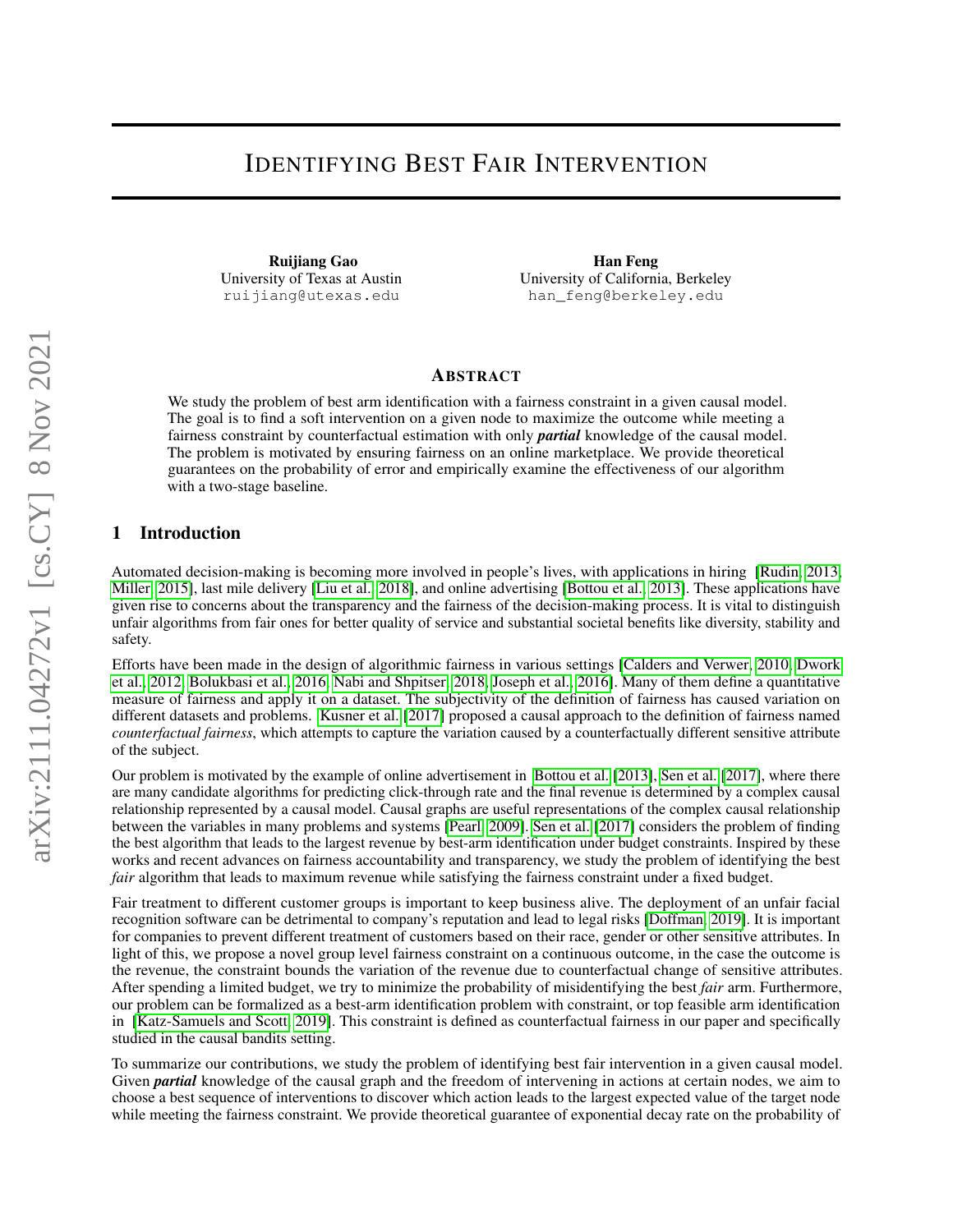# IDENTIFYING BEST FAIR INTERVENTION

**Ruijiang Gao**
University of Texas at Austin
ruijiang@utexas.edu

**Han Feng**
University of California, Berkeley
han_feng@berkeley.edu

## ABSTRACT

We study the problem of best arm identification with a fairness constraint in a given causal model. The goal is to find a soft intervention on a given node to maximize the outcome while meeting a fairness constraint by counterfactual estimation with only ***partial*** knowledge of the causal model. The problem is motivated by ensuring fairness on an online marketplace. We provide theoretical guarantees on the probability of error and empirically examine the effectiveness of our algorithm with a two-stage baseline.

## 1 Introduction

Automated decision-making is becoming more involved in people's lives, with applications in hiring [Rudin, 2013, Miller, 2015], last mile delivery [Liu et al., 2018], and online advertising [Bottou et al., 2013]. These applications have given rise to concerns about the transparency and the fairness of the decision-making process. It is vital to distinguish unfair algorithms from fair ones for better quality of service and substantial societal benefits like diversity, stability and safety.

Efforts have been made in the design of algorithmic fairness in various settings [Calders and Verwer, 2010, Dwork et al., 2012, Bolukbasi et al., 2016, Nabi and Shpitser, 2018, Joseph et al., 2016]. Many of them define a quantitative measure of fairness and apply it on a dataset. The subjectivity of the definition of fairness has caused variation on different datasets and problems. Kusner et al. [2017] proposed a causal approach to the definition of fairness named *counterfactual fairness*, which attempts to capture the variation caused by a counterfactually different sensitive attribute of the subject.

Our problem is motivated by the example of online advertisement in Bottou et al. [2013], Sen et al. [2017], where there are many candidate algorithms for predicting click-through rate and the final revenue is determined by a complex causal relationship represented by a causal model. Causal graphs are useful representations of the complex causal relationship between the variables in many problems and systems [Pearl, 2009]. Sen et al. [2017] considers the problem of finding the best algorithm that leads to the largest revenue by best-arm identification under budget constraints. Inspired by these works and recent advances on fairness accountability and transparency, we study the problem of identifying the best *fair* algorithm that leads to maximum revenue while satisfying the fairness constraint under a fixed budget.

Fair treatment to different customer groups is important to keep business alive. The deployment of an unfair facial recognition software can be detrimental to company's reputation and lead to legal risks [Doffman, 2019]. It is important for companies to prevent different treatment of customers based on their race, gender or other sensitive attributes. In light of this, we propose a novel group level fairness constraint on a continuous outcome, in the case the outcome is the revenue, the constraint bounds the variation of the revenue due to counterfactual change of sensitive attributes. After spending a limited budget, we try to minimize the probability of misidentifying the best *fair* arm. Furthermore, our problem can be formalized as a best-arm identification problem with constraint, or top feasible arm identification in [Katz-Samuels and Scott, 2019]. This constraint is defined as counterfactual fairness in our paper and specifically studied in the causal bandits setting.

To summarize our contributions, we study the problem of identifying best fair intervention in a given causal model. Given ***partial*** knowledge of the causal graph and the freedom of intervening in actions at certain nodes, we aim to choose a best sequence of interventions to discover which action leads to the largest expected value of the target node while meeting the fairness constraint. We provide theoretical guarantee of exponential decay rate on the probability of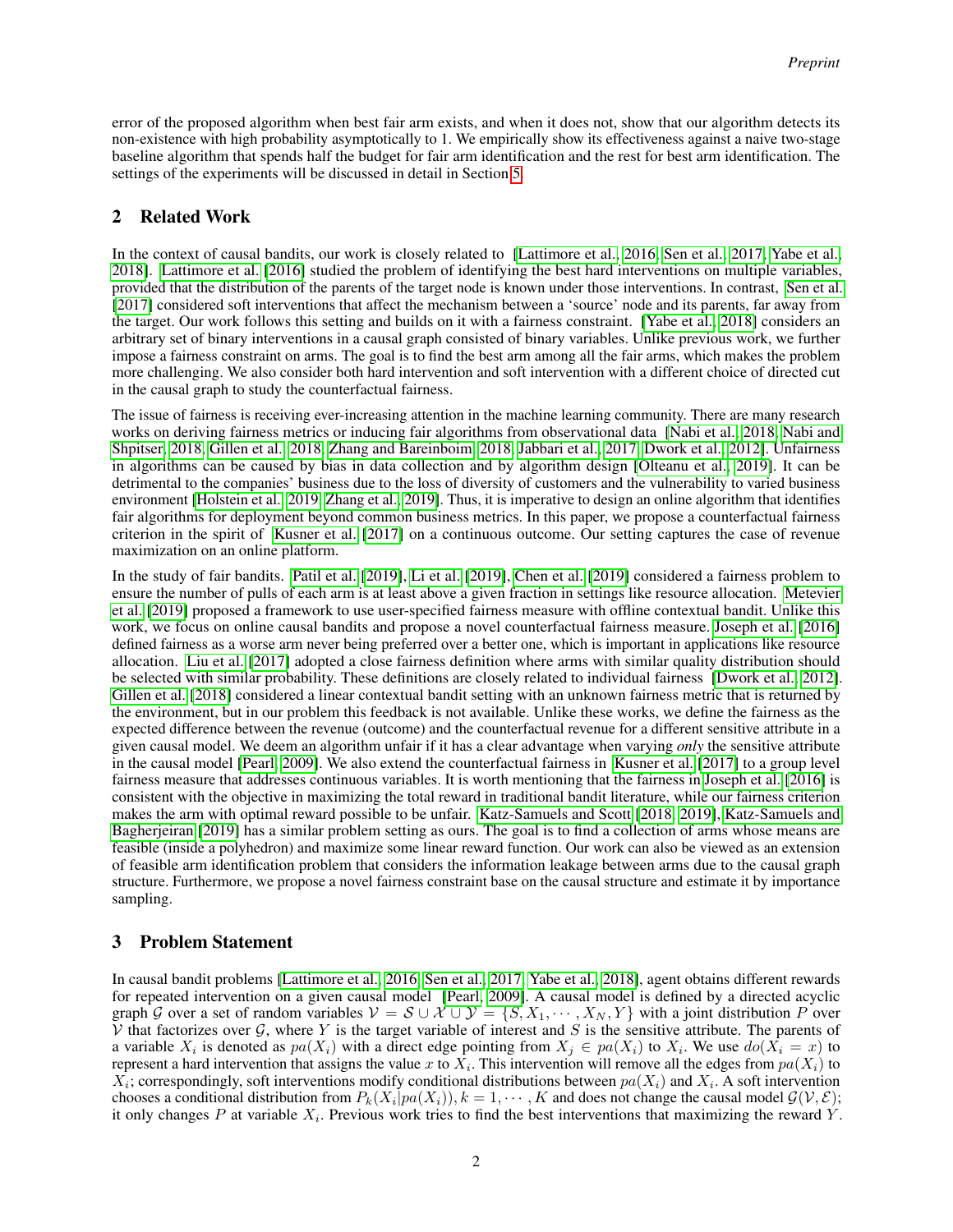error of the proposed algorithm when best fair arm exists, and when it does not, show that our algorithm detects its non-existence with high probability asymptotically to 1. We empirically show its effectiveness against a naive two-stage baseline algorithm that spends half the budget for fair arm identification and the rest for best arm identification. The settings of the experiments will be discussed in detail in Section 5.

## 2 Related Work

In the context of causal bandits, our work is closely related to [Lattimore et al., 2016, Sen et al., 2017, Yabe et al., 2018]. Lattimore et al. [2016] studied the problem of identifying the best hard interventions on multiple variables, provided that the distribution of the parents of the target node is known under those interventions. In contrast, Sen et al. [2017] considered soft interventions that affect the mechanism between a 'source' node and its parents, far away from the target. Our work follows this setting and builds on it with a fairness constraint. [Yabe et al., 2018] considers an arbitrary set of binary interventions in a causal graph consisted of binary variables. Unlike previous work, we further impose a fairness constraint on arms. The goal is to find the best arm among all the fair arms, which makes the problem more challenging. We also consider both hard intervention and soft intervention with a different choice of directed cut in the causal graph to study the counterfactual fairness.

The issue of fairness is receiving ever-increasing attention in the machine learning community. There are many research works on deriving fairness metrics or inducing fair algorithms from observational data [Nabi et al., 2018, Nabi and Shpitser, 2018, Gillen et al., 2018, Zhang and Bareinboim, 2018, Jabbari et al., 2017, Dwork et al., 2012]. Unfairness in algorithms can be caused by bias in data collection and by algorithm design [Olteanu et al., 2019]. It can be detrimental to the companies' business due to the loss of diversity of customers and the vulnerability to varied business environment [Holstein et al., 2019, Zhang et al., 2019]. Thus, it is imperative to design an online algorithm that identifies fair algorithms for deployment beyond common business metrics. In this paper, we propose a counterfactual fairness criterion in the spirit of [Kusner et al., 2017] on a continuous outcome. Our setting captures the case of revenue maximization on an online platform.

In the study of fair bandits. [Patil et al., 2019], Li et al. [2019], Chen et al. [2019] considered a fairness problem to ensure the number of pulls of each arm is at least above a given fraction in settings like resource allocation. Metevier et al. [2019] proposed a framework to use user-specified fairness measure with offline contextual bandit. Unlike this work, we focus on online causal bandits and propose a novel counterfactual fairness measure. Joseph et al. [2016] defined fairness as a worse arm never being preferred over a better one, which is important in applications like resource allocation. Liu et al. [2017] adopted a close fairness definition where arms with similar quality distribution should be selected with similar probability. These definitions are closely related to individual fairness [Dwork et al., 2012]. Gillen et al. [2018] considered a linear contextual bandit setting with an unknown fairness metric that is returned by the environment, but in our problem this feedback is not available. Unlike these works, we define the fairness as the expected difference between the revenue (outcome) and the counterfactual revenue for a different sensitive attribute in a given causal model. We deem an algorithm unfair if it has a clear advantage when varying *only* the sensitive attribute in the causal model [Pearl, 2009]. We also extend the counterfactual fairness in [Kusner et al., 2017] to a group level fairness measure that addresses continuous variables. It is worth mentioning that the fairness in Joseph et al. [2016] is consistent with the objective in maximizing the total reward in traditional bandit literature, while our fairness criterion makes the arm with optimal reward possible to be unfair. Katz-Samuels and Scott [2018, 2019], Katz-Samuels and Bagherjeiran [2019] has a similar problem setting as ours. The goal is to find a collection of arms whose means are feasible (inside a polyhedron) and maximize some linear reward function. Our work can also be viewed as an extension of feasible arm identification problem that considers the information leakage between arms due to the causal graph structure. Furthermore, we propose a novel fairness constraint base on the causal structure and estimate it by importance sampling.

## 3 Problem Statement

In causal bandit problems [Lattimore et al., 2016, Sen et al., 2017, Yabe et al., 2018], agent obtains different rewards for repeated intervention on a given causal model [Pearl, 2009]. A causal model is defined by a directed acyclic graph $\mathcal{G}$ over a set of random variables $\mathcal{V} = \mathcal{S} \cup \mathcal{X} \cup \mathcal{Y} = \{S, X_1, \cdots, X_N, Y\}$ with a joint distribution $P$ over $\mathcal{V}$ that factorizes over $\mathcal{G}$, where $Y$ is the target variable of interest and $S$ is the sensitive attribute. The parents of a variable $X_i$ is denoted as $pa(X_i)$ with a direct edge pointing from $X_j \in pa(X_i)$ to $X_i$. We use $do(X_i = x)$ to represent a hard intervention that assigns the value $x$ to $X_i$. This intervention will remove all the edges from $pa(X_i)$ to $X_i$; correspondingly, soft interventions modify conditional distributions between $pa(X_i)$ and $X_i$. A soft intervention chooses a conditional distribution from $P_k(X_i|pa(X_i)), k = 1, \cdots, K$ and does not change the causal model $\mathcal{G}(\mathcal{V}, \mathcal{E})$; it only changes $P$ at variable $X_i$. Previous work tries to find the best interventions that maximizing the reward $Y$.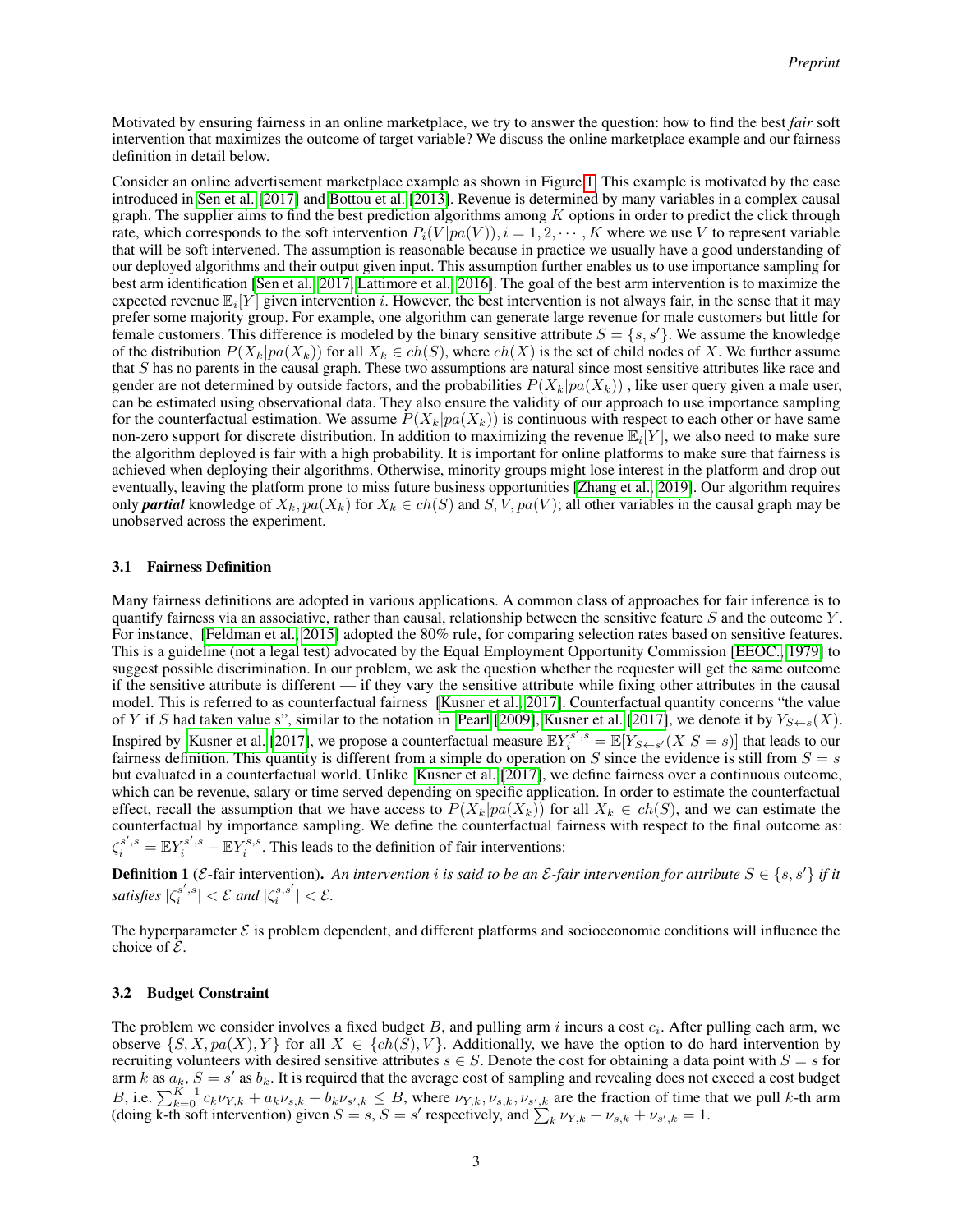Motivated by ensuring fairness in an online marketplace, we try to answer the question: how to find the best *fair* soft intervention that maximizes the outcome of target variable? We discuss the online marketplace example and our fairness definition in detail below.

Consider an online advertisement marketplace example as shown in Figure 1. This example is motivated by the case introduced in Sen et al. [2017] and Bottou et al. [2013]. Revenue is determined by many variables in a complex causal graph. The supplier aims to find the best prediction algorithms among $K$ options in order to predict the click through rate, which corresponds to the soft intervention $P_i(V|pa(V)), i = 1, 2, \cdots, K$ where we use $V$ to represent variable that will be soft intervened. The assumption is reasonable because in practice we usually have a good understanding of our deployed algorithms and their output given input. This assumption further enables us to use importance sampling for best arm identification [Sen et al., 2017, Lattimore et al., 2016]. The goal of the best arm intervention is to maximize the expected revenue $\mathbb{E}_i[Y]$ given intervention $i$. However, the best intervention is not always fair, in the sense that it may prefer some majority group. For example, one algorithm can generate large revenue for male customers but little for female customers. This difference is modeled by the binary sensitive attribute $S = \{s, s'\}$. We assume the knowledge of the distribution $P(X_k|pa(X_k))$ for all $X_k \in ch(S)$, where $ch(X)$ is the set of child nodes of $X$. We further assume that $S$ has no parents in the causal graph. These two assumptions are natural since most sensitive attributes like race and gender are not determined by outside factors, and the probabilities $P(X_k|pa(X_k))$ , like user query given a male user, can be estimated using observational data. They also ensure the validity of our approach to use importance sampling for the counterfactual estimation. We assume $P(X_k|pa(X_k))$ is continuous with respect to each other or have same non-zero support for discrete distribution. In addition to maximizing the revenue $\mathbb{E}_i[Y]$, we also need to make sure the algorithm deployed is fair with a high probability. It is important for online platforms to make sure that fairness is achieved when deploying their algorithms. Otherwise, minority groups might lose interest in the platform and drop out eventually, leaving the platform prone to miss future business opportunities [Zhang et al., 2019]. Our algorithm requires only ***partial*** knowledge of $X_k, pa(X_k)$ for $X_k \in ch(S)$ and $S, V, pa(V)$; all other variables in the causal graph may be unobserved across the experiment.

### 3.1 Fairness Definition

Many fairness definitions are adopted in various applications. A common class of approaches for fair inference is to quantify fairness via an associative, rather than causal, relationship between the sensitive feature $S$ and the outcome $Y$. For instance, [Feldman et al., 2015] adopted the 80% rule, for comparing selection rates based on sensitive features. This is a guideline (not a legal test) advocated by the Equal Employment Opportunity Commission [EEOC., 1979] to suggest possible discrimination. In our problem, we ask the question whether the requester will get the same outcome if the sensitive attribute is different — if they vary the sensitive attribute while fixing other attributes in the causal model. This is referred to as counterfactual fairness [Kusner et al., 2017]. Counterfactual quantity concerns "the value of $Y$ if $S$ had taken value $s$", similar to the notation in Pearl [2009], Kusner et al. [2017], we denote it by $Y_{S \leftarrow s}(X)$. Inspired by Kusner et al. [2017], we propose a counterfactual measure $\mathbb{E}Y_i^{s',s} = \mathbb{E}[Y_{S \leftarrow s'}(X|S = s)]$ that leads to our fairness definition. This quantity is different from a simple do operation on $S$ since the evidence is still from $S = s$ but evaluated in a counterfactual world. Unlike Kusner et al. [2017], we define fairness over a continuous outcome, which can be revenue, salary or time served depending on specific application. In order to estimate the counterfactual effect, recall the assumption that we have access to $P(X_k|pa(X_k))$ for all $X_k \in ch(S)$, and we can estimate the counterfactual by importance sampling. We define the counterfactual fairness with respect to the final outcome as: $\zeta_i^{s',s} = \mathbb{E}Y_i^{s',s} - \mathbb{E}Y_i^{s,s}$. This leads to the definition of fair interventions:

**Definition 1** ($\mathcal{E}$-fair intervention)**.** *An intervention $i$ is said to be an $\mathcal{E}$-fair intervention for attribute $S \in \{s, s'\}$ if it satisfies $|\zeta_i^{s',s}| < \mathcal{E}$ and $|\zeta_i^{s,s'}| < \mathcal{E}$.*

The hyperparameter $\mathcal{E}$ is problem dependent, and different platforms and socioeconomic conditions will influence the choice of $\mathcal{E}$.

### 3.2 Budget Constraint

The problem we consider involves a fixed budget $B$, and pulling arm $i$ incurs a cost $c_i$. After pulling each arm, we observe $\{S, X, pa(X), Y\}$ for all $X \in \{ch(S), V\}$. Additionally, we have the option to do hard intervention by recruiting volunteers with desired sensitive attributes $s \in S$. Denote the cost for obtaining a data point with $S = s$ for arm $k$ as $a_k$, $S = s'$ as $b_k$. It is required that the average cost of sampling and revealing does not exceed a cost budget $B$, i.e. $\sum_{k=0}^{K-1} c_k \nu_{Y,k} + a_k \nu_{s,k} + b_k \nu_{s',k} \leq B$, where $\nu_{Y,k}, \nu_{s,k}, \nu_{s',k}$ are the fraction of time that we pull $k$-th arm (doing k-th soft intervention) given $S = s$, $S = s'$ respectively, and $\sum_k \nu_{Y,k} + \nu_{s,k} + \nu_{s',k} = 1$.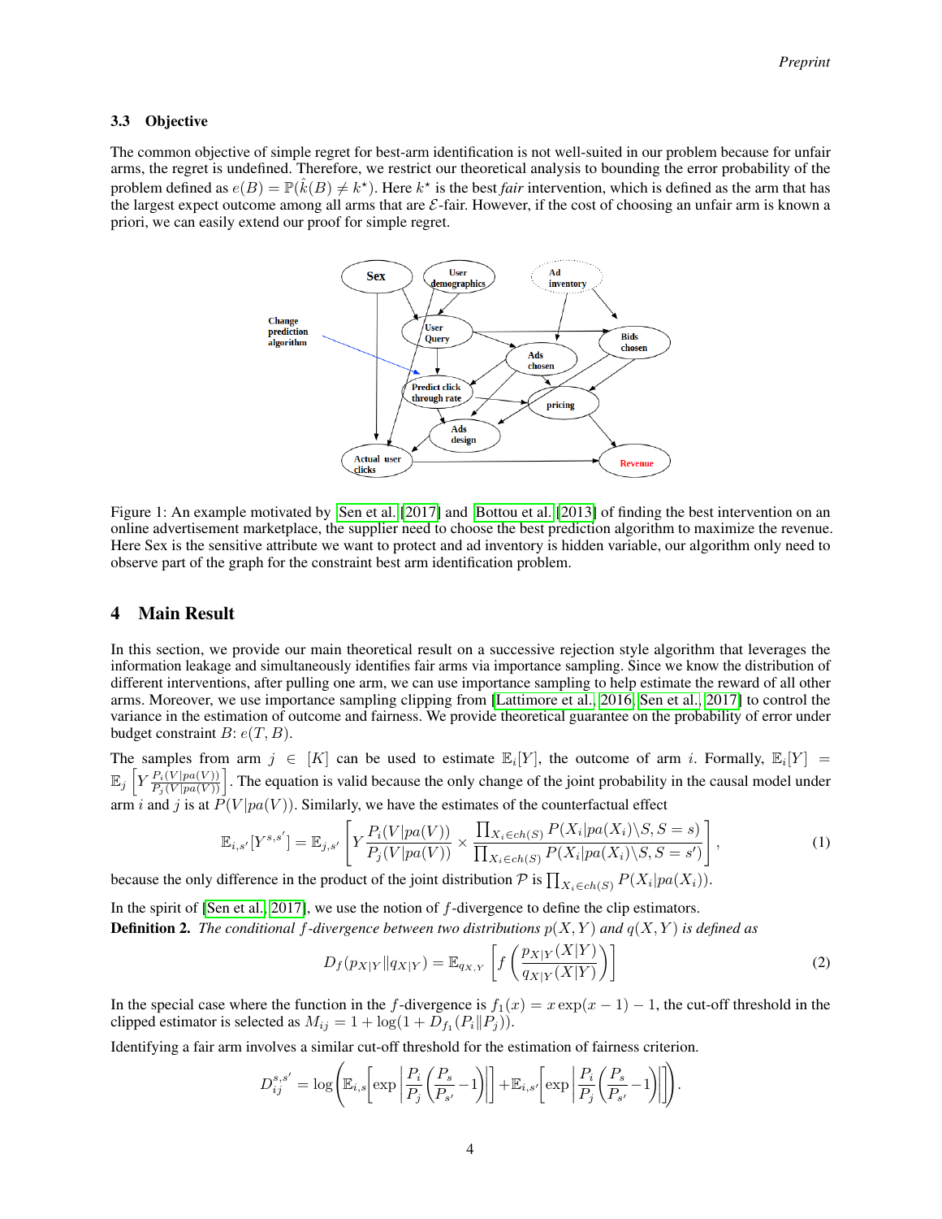### 3.3 Objective

The common objective of simple regret for best-arm identification is not well-suited in our problem because for unfair arms, the regret is undefined. Therefore, we restrict our theoretical analysis to bounding the error probability of the problem defined as $e(B) = \mathbb{P}(\hat{k}(B) \neq k^\star)$. Here $k^\star$ is the best *fair* intervention, which is defined as the arm that has the largest expect outcome among all arms that are $\mathcal{E}$-fair. However, if the cost of choosing an unfair arm is known a priori, we can easily extend our proof for simple regret.

Figure 1: An example motivated by Sen et al. [2017] and Bottou et al. [2013] of finding the best intervention on an online advertisement marketplace, the supplier need to choose the best prediction algorithm to maximize the revenue. Here Sex is the sensitive attribute we want to protect and ad inventory is hidden variable, our algorithm only need to observe part of the graph for the constraint best arm identification problem.

## 4 Main Result

In this section, we provide our main theoretical result on a successive rejection style algorithm that leverages the information leakage and simultaneously identifies fair arms via importance sampling. Since we know the distribution of different interventions, after pulling one arm, we can use importance sampling to help estimate the reward of all other arms. Moreover, we use importance sampling clipping from [Lattimore et al., 2016, Sen et al., 2017] to control the variance in the estimation of outcome and fairness. We provide theoretical guarantee on the probability of error under budget constraint $B$: $e(T, B)$.

The samples from arm $j \in [K]$ can be used to estimate $\mathbb{E}_i[Y]$, the outcome of arm $i$. Formally, $\mathbb{E}_i[Y] = \mathbb{E}_j\left[Y \frac{P_i(V|pa(V))}{P_j(V|pa(V))}\right]$. The equation is valid because the only change of the joint probability in the causal model under arm $i$ and $j$ is at $P(V|pa(V))$. Similarly, we have the estimates of the counterfactual effect

$$\mathbb{E}_{i,s'}[Y^{s,s'}] = \mathbb{E}_{j,s'}\left[Y \frac{P_i(V|pa(V))}{P_j(V|pa(V))} \times \frac{\prod_{X_i \in ch(S)} P(X_i|pa(X_i)\backslash S, S=s)}{\prod_{X_i \in ch(S)} P(X_i|pa(X_i)\backslash S, S=s')}\right], \tag{1}$$

because the only difference in the product of the joint distribution $\mathcal{P}$ is $\prod_{X_i \in ch(S)} P(X_i|pa(X_i))$.

In the spirit of [Sen et al., 2017], we use the notion of $f$-divergence to define the clip estimators.

**Definition 2.** *The conditional $f$-divergence between two distributions $p(X, Y)$ and $q(X, Y)$ is defined as*

$$D_f(p_{X|Y} \| q_{X|Y}) = \mathbb{E}_{q_{X,Y}}\left[f\left(\frac{p_{X|Y}(X|Y)}{q_{X|Y}(X|Y)}\right)\right] \tag{2}$$

In the special case where the function in the $f$-divergence is $f_1(x) = x\exp(x-1) - 1$, the cut-off threshold in the clipped estimator is selected as $M_{ij} = 1 + \log(1 + D_{f_1}(P_i \| P_j))$.

Identifying a fair arm involves a similar cut-off threshold for the estimation of fairness criterion.

$$D_{ij}^{s,s'} = \log\left(\mathbb{E}_{i,s}\left[\exp\left|\frac{P_i}{P_j}\left(\frac{P_s}{P_{s'}} - 1\right)\right|\right] + \mathbb{E}_{i,s'}\left[\exp\left|\frac{P_i}{P_j}\left(\frac{P_s}{P_{s'}} - 1\right)\right|\right]\right).$$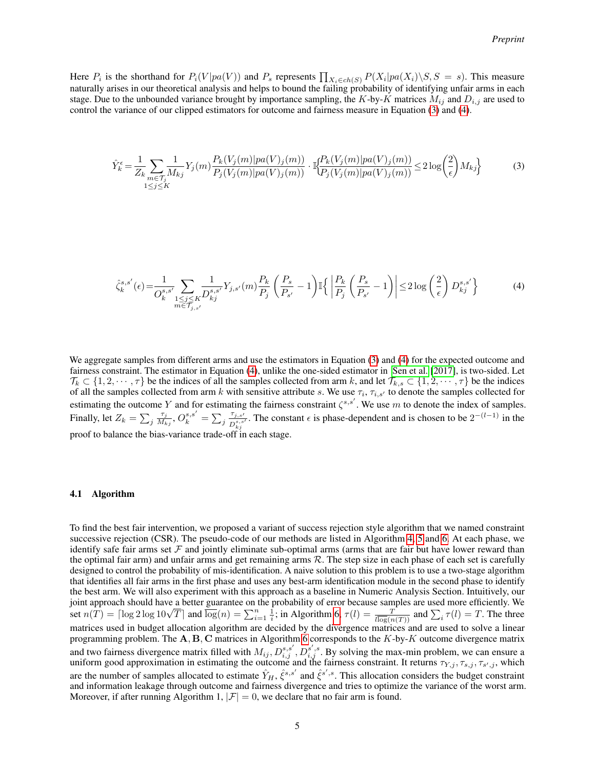Here $P_i$ is the shorthand for $P_i(V|pa(V))$ and $P_s$ represents $\prod_{X_i \in ch(S)} P(X_i|pa(X_i)\backslash S, S = s)$. This measure naturally arises in our theoretical analysis and helps to bound the failing probability of identifying unfair arms in each stage. Due to the unbounded variance brought by importance sampling, the $K$-by-$K$ matrices $M_{ij}$ and $D_{i,j}$ are used to control the variance of our clipped estimators for outcome and fairness measure in Equation (3) and (4).

$$\hat{Y}_k^{\epsilon} = \frac{1}{Z_k} \sum_{\substack{m \in \mathcal{T}_j \\ 1 \le j \le K}} \frac{1}{M_{kj}} Y_j(m) \frac{P_k(V_j(m)|pa(V)_j(m))}{P_j(V_j(m)|pa(V)_j(m))} \cdot \mathbb{I}\left\{\frac{P_k(V_j(m)|pa(V)_j(m))}{P_j(V_j(m)|pa(V)_j(m))} \le 2\log\left(\frac{2}{\epsilon}\right) M_{kj}\right\} \tag{3}$$

$$\hat{\zeta}_k^{s,s'}(\epsilon) = \frac{1}{O_k^{s,s'}} \sum_{\substack{1 \le j \le K \\ m \in \mathcal{T}_{j,s'}}} \frac{1}{D_{kj}^{s,s'}} Y_{j,s'}(m) \frac{P_k}{P_j}\left(\frac{P_s}{P_{s'}} - 1\right) \mathbb{I}\left\{\left|\frac{P_k}{P_j}\left(\frac{P_s}{P_{s'}} - 1\right)\right| \le 2\log\left(\frac{2}{\epsilon}\right) D_{kj}^{s,s'}\right\} \tag{4}$$

We aggregate samples from different arms and use the estimators in Equation (3) and (4) for the expected outcome and fairness constraint. The estimator in Equation (4), unlike the one-sided estimator in Sen et al. [2017], is two-sided. Let $\mathcal{T}_k \subset \{1, 2, \cdots, \tau\}$ be the indices of all the samples collected from arm $k$, and let $\mathcal{T}_{k,s} \subset \{1, 2, \cdots, \tau\}$ be the indices of all the samples collected from arm $k$ with sensitive attribute $s$. We use $\tau_i$, $\tau_{i,s'}$ to denote the samples collected for estimating the outcome $Y$ and for estimating the fairness constraint $\zeta^{s,s'}$. We use $m$ to denote the index of samples. Finally, let $Z_k = \sum_j \frac{\tau_j}{M_{kj}}$, $O_k^{s,s'} = \sum_j \frac{\tau_{j,s'}}{D_{kj}^{s,s'}}$. The constant $\epsilon$ is phase-dependent and is chosen to be $2^{-(l-1)}$ in the proof to balance the bias-variance trade-off in each stage.

### 4.1 Algorithm

To find the best fair intervention, we proposed a variant of success rejection style algorithm that we named constraint successive rejection (CSR). The pseudo-code of our methods are listed in Algorithm 4, 5 and 6. At each phase, we identify safe fair arms set $\mathcal{F}$ and jointly eliminate sub-optimal arms (arms that are fair but have lower reward than the optimal fair arm) and unfair arms and get remaining arms $\mathcal{R}$. The step size in each phase of each set is carefully designed to control the probability of mis-identification. A naive solution to this problem is to use a two-stage algorithm that identifies all fair arms in the first phase and uses any best-arm identification module in the second phase to identify the best arm. We will also experiment with this approach as a baseline in Numeric Analysis Section. Intuitively, our joint approach should have a better guarantee on the probability of error because samples are used more efficiently. We set $n(T) = \lceil \log 2 \log 10\sqrt{T} \rceil$ and $\overline{\log}(n) = \sum_{i=1}^{n} \frac{1}{i}$; in Algorithm 6, $\tau(l) = \frac{T}{l\overline{\log}(n(T))}$ and $\sum_i \tau(l) = T$. The three matrices used in budget allocation algorithm are decided by the divergence matrices and are used to solve a linear programming problem. The $\mathbf{A}, \mathbf{B}, \mathbf{C}$ matrices in Algorithm 6 corresponds to the $K$-by-$K$ outcome divergence matrix and two fairness divergence matrix filled with $M_{ij}, D_{i,j}^{s,s'}, D_{i,j}^{s',s}$. By solving the max-min problem, we can ensure a uniform good approximation in estimating the outcome and the fairness constraint. It returns $\tau_{Y,j}, \tau_{s,j}, \tau_{s',j}$, which are the number of samples allocated to estimate $\hat{Y}_H$, $\hat{\xi}^{s,s'}$ and $\hat{\xi}^{s',s}$. This allocation considers the budget constraint and information leakage through outcome and fairness divergence and tries to optimize the variance of the worst arm. Moreover, if after running Algorithm 1, $|\mathcal{F}| = 0$, we declare that no fair arm is found.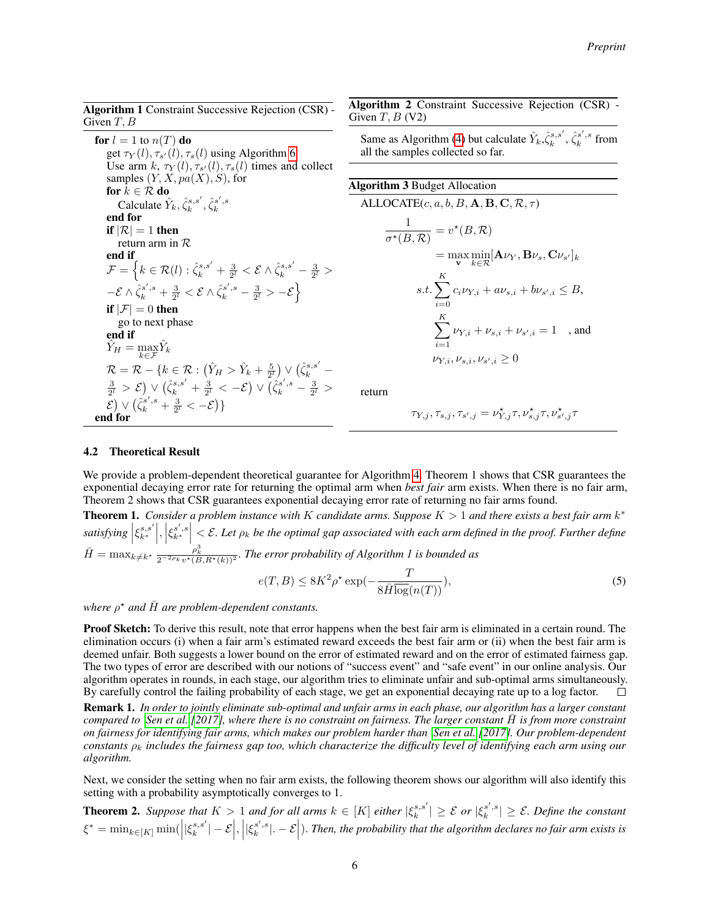**Algorithm 1** Constraint Successive Rejection (CSR) - Given $T, B$

```
for l = 1 to n(T) do
    get τ_Y(l), τ_{s'}(l), τ_s(l) using Algorithm 6
    Use arm k, τ_Y(l), τ_{s'}(l), τ_s(l) times and collect
    samples (Y, X, pa(X), S), for
    for k ∈ R do
        Calculate Ŷ_k, ζ̂_k^{s,s'}, ζ̂_k^{s',s}
    end for
    if |R| = 1 then
        return arm in R
    end if
    F = { k ∈ R(l) : ζ̂_k^{s,s'} + 3/2^l < E ∧ ζ̂_k^{s,s'} − 3/2^l >
        −E ∧ ζ̂_k^{s',s} + 3/2^l < E ∧ ζ̂_k^{s',s} − 3/2^l > −E }
    if |F| = 0 then
        go to next phase
    end if
    Ŷ_H = max_{k∈F} Ŷ_k
    R = R − {k ∈ R : (Ŷ_H > Ŷ_k + 5/2^l) ∨ (ζ̂_k^{s,s'} −
        3/2^l > E) ∨ (ζ̂_k^{s,s'} + 3/2^l < −E) ∨ (ζ̂_k^{s',s} − 3/2^l >
        E) ∨ (ζ̂_k^{s',s} + 3/2^l < −E)}
end for
```

**Algorithm 2** Constraint Successive Rejection (CSR) - Given $T, B$ (V2)

Same as Algorithm (4) but calculate $\hat{Y}_k, \hat{\zeta}_k^{s,s'}, \hat{\zeta}_k^{s',s}$ from all the samples collected so far.

**Algorithm 3** Budget Allocation

ALLOCATE($c, a, b, B, \mathbf{A}, \mathbf{B}, \mathbf{C}, \mathcal{R}, \tau$)

$$\frac{1}{\sigma^\star(B,\mathcal{R})} = v^\star(B,\mathcal{R})$$
$$= \max_{\mathbf{v}} \min_{k\in\mathcal{R}} [\mathbf{A}\nu_Y, \mathbf{B}\nu_s, \mathbf{C}\nu_{s'}]_k$$
$$s.t. \sum_{i=0}^{K} c_i \nu_{Y,i} + a\nu_{s,i} + b\nu_{s',i} \le B,$$
$$\sum_{i=1}^{K} \nu_{Y,i} + \nu_{s,i} + \nu_{s',i} = 1 \quad \text{, and}$$
$$\nu_{Y,i}, \nu_{s,i}, \nu_{s',i} \ge 0$$

return

$$\tau_{Y,j}, \tau_{s,j}, \tau_{s',j} = \nu^\star_{Y,j}\tau, \nu^\star_{s,j}\tau, \nu^\star_{s',j}\tau$$

### 4.2 Theoretical Result

We provide a problem-dependent theoretical guarantee for Algorithm 4. Theorem 1 shows that CSR guarantees the exponential decaying error rate for returning the optimal arm when *best fair* arm exists. When there is no fair arm, Theorem 2 shows that CSR guarantees exponential decaying error rate of returning no fair arms found.

**Theorem 1.** *Consider a problem instance with $K$ candidate arms. Suppose $K > 1$ and there exists a best fair arm $k^*$ satisfying $\left|\xi_{k^*}^{s,s'}\right|, \left|\xi_{k^*}^{s',s}\right| < \mathcal{E}$. Let $\rho_k$ be the optimal gap associated with each arm defined in the proof. Further define $\bar{H} = \max_{k\neq k^\star} \frac{\rho_k^3}{2^{-2\rho_k} v^\star(B, R^\star(k))^2}$. The error probability of Algorithm 1 is bounded as*

$$e(T, B) \le 8K^2 \rho^\star \exp\left(-\frac{T}{8\bar{H}\overline{\log}(n(T))}\right), \tag{5}$$

*where $\rho^\star$ and $\bar{H}$ are problem-dependent constants.*

**Proof Sketch:** To derive this result, note that error happens when the best fair arm is eliminated in a certain round. The elimination occurs (i) when a fair arm's estimated reward exceeds the best fair arm or (ii) when the best fair arm is deemed unfair. Both suggests a lower bound on the error of estimated reward and on the error of estimated fairness gap. The two types of error are described with our notions of "success event" and "safe event" in our online analysis. Our algorithm operates in rounds, in each stage, our algorithm tries to eliminate unfair and sub-optimal arms simultaneously. By carefully control the failing probability of each stage, we get an exponential decaying rate up to a log factor. □

**Remark 1.** *In order to jointly eliminate sub-optimal and unfair arms in each phase, our algorithm has a larger constant compared to [Sen et al.][2017], where there is no constraint on fairness. The larger constant $\bar{H}$ is from more constraint on fairness for identifying fair arms, which makes our problem harder than [Sen et al.][2017]. Our problem-dependent constants $\rho_k$ includes the fairness gap too, which characterize the difficulty level of identifying each arm using our algorithm.*

Next, we consider the setting when no fair arm exists, the following theorem shows our algorithm will also identify this setting with a probability asymptotically converges to 1.

**Theorem 2.** *Suppose that $K > 1$ and for all arms $k \in [K]$ either $|\xi_k^{s,s'}| \ge \mathcal{E}$ or $|\xi_k^{s',s}| \ge \mathcal{E}$. Define the constant $\xi^* = \min_{k\in[K]} \min(\left||\xi_k^{s,s'}| - \mathcal{E}\right|, \left||\xi_k^{s',s}|. - \mathcal{E}\right|)$. Then, the probability that the algorithm declares no fair arm exists is*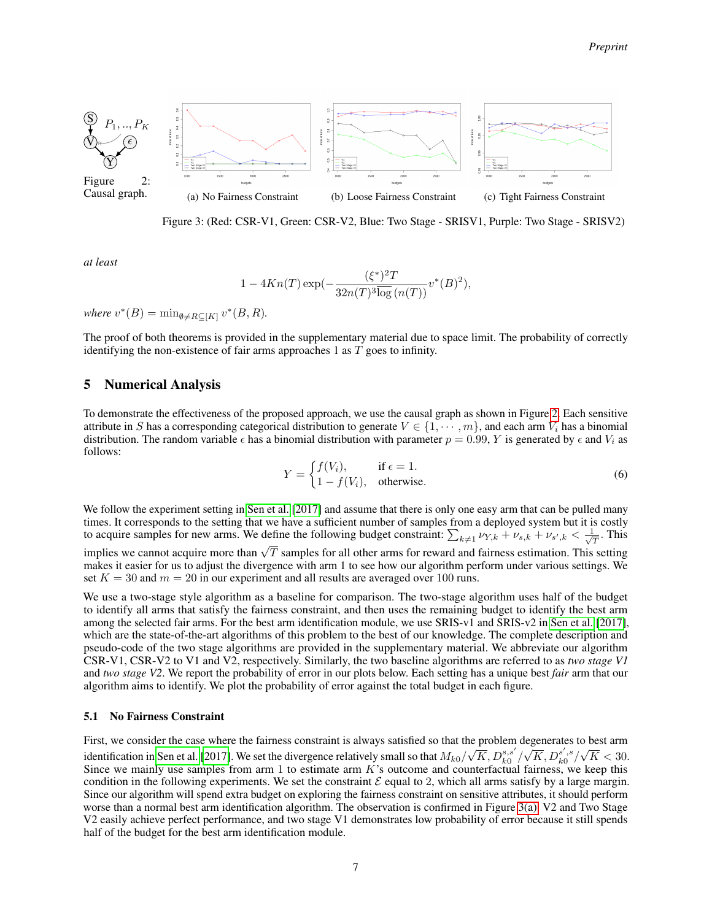Figure 2: Causal graph.

(a) No Fairness Constraint (b) Loose Fairness Constraint (c) Tight Fairness Constraint

Figure 3: (Red: CSR-V1, Green: CSR-V2, Blue: Two Stage - SRISV1, Purple: Two Stage - SRISV2)

*at least*

$$1 - 4Kn(T)\exp\left(-\frac{(\xi^*)^2 T}{32n(T)^3\overline{\log}\,(n(T))}v^*(B)^2\right),$$

*where* $v^*(B) = \min_{\emptyset \neq R \subseteq [K]} v^*(B, R)$.

The proof of both theorems is provided in the supplementary material due to space limit. The probability of correctly identifying the non-existence of fair arms approaches 1 as $T$ goes to infinity.

## 5 Numerical Analysis

To demonstrate the effectiveness of the proposed approach, we use the causal graph as shown in Figure 2. Each sensitive attribute in $S$ has a corresponding categorical distribution to generate $V \in \{1, \cdots, m\}$, and each arm $V_i$ has a binomial distribution. The random variable $\epsilon$ has a binomial distribution with parameter $p = 0.99$, $Y$ is generated by $\epsilon$ and $V_i$ as follows:

$$Y = \begin{cases} f(V_i), & \text{if } \epsilon = 1. \\ 1 - f(V_i), & \text{otherwise.} \end{cases} \tag{6}$$

We follow the experiment setting in Sen et al. [2017] and assume that there is only one easy arm that can be pulled many times. It corresponds to the setting that we have a sufficient number of samples from a deployed system but it is costly to acquire samples for new arms. We define the following budget constraint: $\sum_{k \neq 1} \nu_{Y,k} + \nu_{s,k} + \nu_{s',k} < \frac{1}{\sqrt{T}}$. This implies we cannot acquire more than $\sqrt{T}$ samples for all other arms for reward and fairness estimation. This setting makes it easier for us to adjust the divergence with arm 1 to see how our algorithm perform under various settings. We set $K = 30$ and $m = 20$ in our experiment and all results are averaged over 100 runs.

We use a two-stage style algorithm as a baseline for comparison. The two-stage algorithm uses half of the budget to identify all arms that satisfy the fairness constraint, and then uses the remaining budget to identify the best arm among the selected fair arms. For the best arm identification module, we use SRIS-v1 and SRIS-v2 in Sen et al. [2017], which are the state-of-the-art algorithms of this problem to the best of our knowledge. The complete description and pseudo-code of the two stage algorithms are provided in the supplementary material. We abbreviate our algorithm CSR-V1, CSR-V2 to V1 and V2, respectively. Similarly, the two baseline algorithms are referred to as *two stage V1* and *two stage V2*. We report the probability of error in our plots below. Each setting has a unique best *fair* arm that our algorithm aims to identify. We plot the probability of error against the total budget in each figure.

### 5.1 No Fairness Constraint

First, we consider the case where the fairness constraint is always satisfied so that the problem degenerates to best arm identification in Sen et al. [2017]. We set the divergence relatively small so that $M_{k0}/\sqrt{K}, D_{k0}^{s,s'}/\sqrt{K}, D_{k0}^{s',s}/\sqrt{K} < 30$. Since we mainly use samples from arm 1 to estimate arm $K$'s outcome and counterfactual fairness, we keep this condition in the following experiments. We set the constraint $\mathcal{E}$ equal to 2, which all arms satisfy by a large margin. Since our algorithm will spend extra budget on exploring the fairness constraint on sensitive attributes, it should perform worse than a normal best arm identification algorithm. The observation is confirmed in Figure 3(a). V2 and Two Stage V2 easily achieve perfect performance, and two stage V1 demonstrates low probability of error because it still spends half of the budget for the best arm identification module.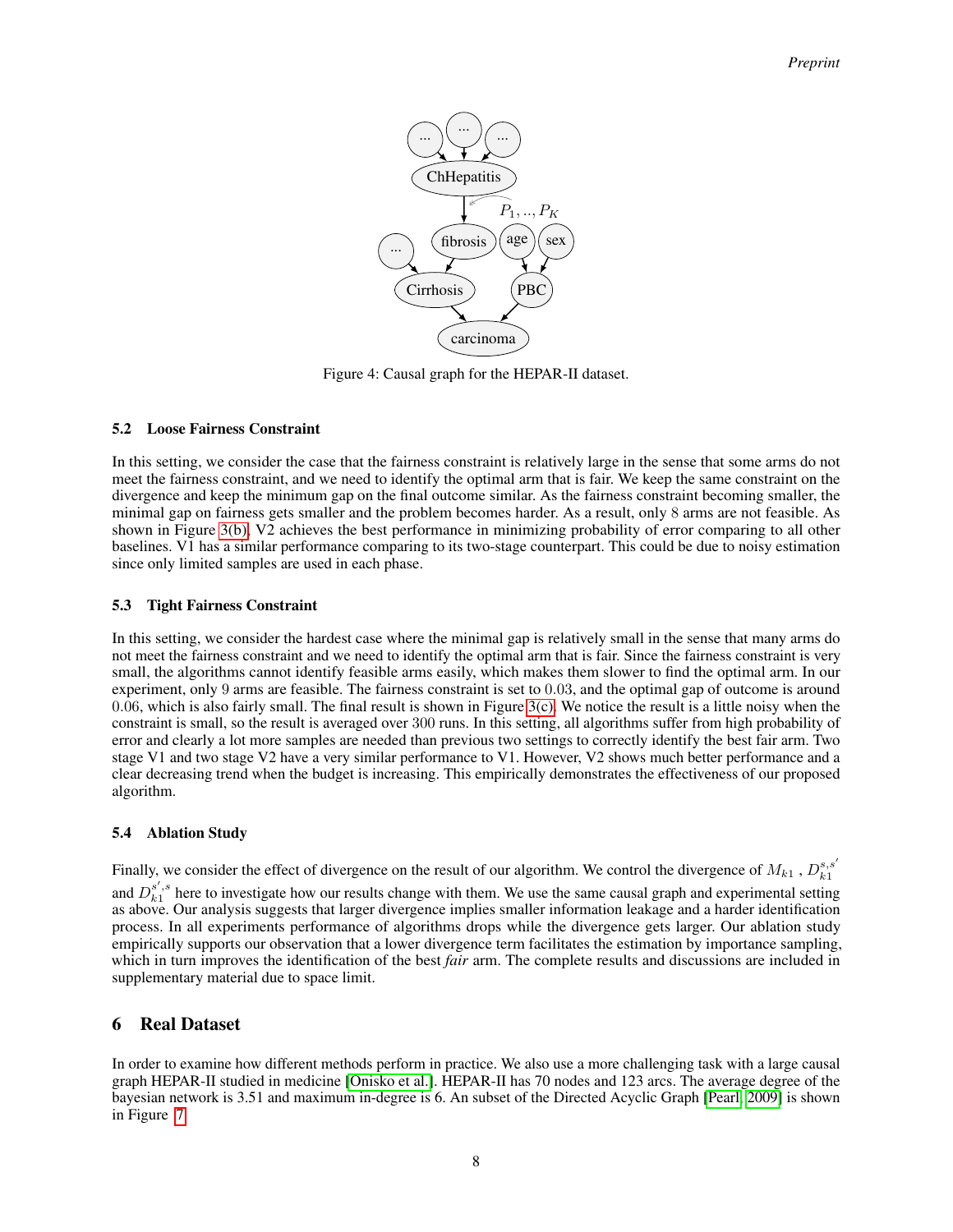Figure 4: Causal graph for the HEPAR-II dataset.

### 5.2 Loose Fairness Constraint

In this setting, we consider the case that the fairness constraint is relatively large in the sense that some arms do not meet the fairness constraint, and we need to identify the optimal arm that is fair. We keep the same constraint on the divergence and keep the minimum gap on the final outcome similar. As the fairness constraint becoming smaller, the minimal gap on fairness gets smaller and the problem becomes harder. As a result, only 8 arms are not feasible. As shown in Figure 3(b), V2 achieves the best performance in minimizing probability of error comparing to all other baselines. V1 has a similar performance comparing to its two-stage counterpart. This could be due to noisy estimation since only limited samples are used in each phase.

### 5.3 Tight Fairness Constraint

In this setting, we consider the hardest case where the minimal gap is relatively small in the sense that many arms do not meet the fairness constraint and we need to identify the optimal arm that is fair. Since the fairness constraint is very small, the algorithms cannot identify feasible arms easily, which makes them slower to find the optimal arm. In our experiment, only 9 arms are feasible. The fairness constraint is set to 0.03, and the optimal gap of outcome is around 0.06, which is also fairly small. The final result is shown in Figure 3(c). We notice the result is a little noisy when the constraint is small, so the result is averaged over 300 runs. In this setting, all algorithms suffer from high probability of error and clearly a lot more samples are needed than previous two settings to correctly identify the best fair arm. Two stage V1 and two stage V2 have a very similar performance to V1. However, V2 shows much better performance and a clear decreasing trend when the budget is increasing. This empirically demonstrates the effectiveness of our proposed algorithm.

### 5.4 Ablation Study

Finally, we consider the effect of divergence on the result of our algorithm. We control the divergence of $M_{k1}$ , $D_{k1}^{s,s'}$ and $D_{k1}^{s',s}$ here to investigate how our results change with them. We use the same causal graph and experimental setting as above. Our analysis suggests that larger divergence implies smaller information leakage and a harder identification process. In all experiments performance of algorithms drops while the divergence gets larger. Our ablation study empirically supports our observation that a lower divergence term facilitates the estimation by importance sampling, which in turn improves the identification of the best *fair* arm. The complete results and discussions are included in supplementary material due to space limit.

## 6 Real Dataset

In order to examine how different methods perform in practice. We also use a more challenging task with a large causal graph HEPAR-II studied in medicine [Onisko et al.]. HEPAR-II has 70 nodes and 123 arcs. The average degree of the bayesian network is 3.51 and maximum in-degree is 6. An subset of the Directed Acyclic Graph [Pearl, 2009] is shown in Figure 7.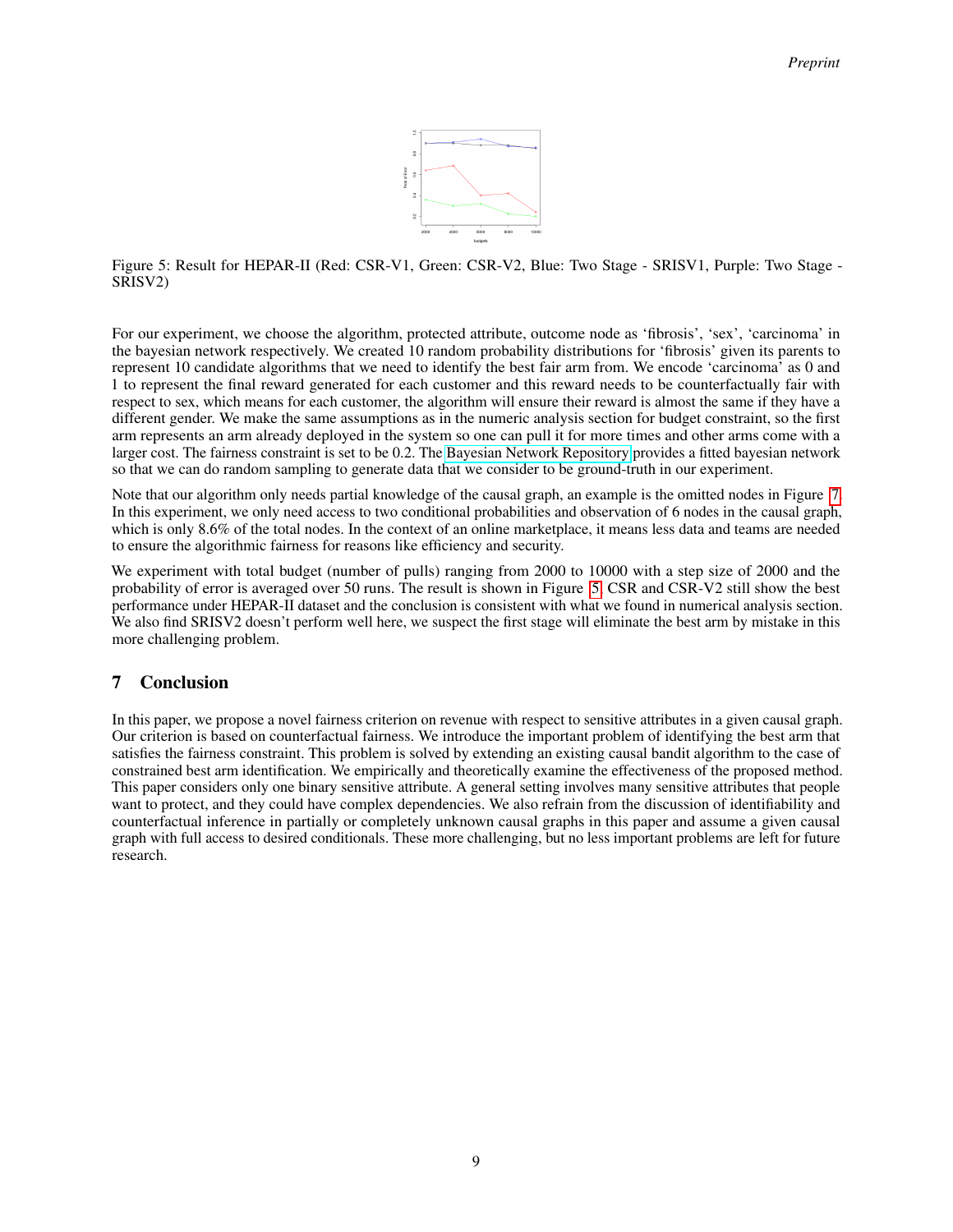Figure 5: Result for HEPAR-II (Red: CSR-V1, Green: CSR-V2, Blue: Two Stage - SRISV1, Purple: Two Stage - SRISV2)

For our experiment, we choose the algorithm, protected attribute, outcome node as 'fibrosis', 'sex', 'carcinoma' in the bayesian network respectively. We created 10 random probability distributions for 'fibrosis' given its parents to represent 10 candidate algorithms that we need to identify the best fair arm from. We encode 'carcinoma' as 0 and 1 to represent the final reward generated for each customer and this reward needs to be counterfactually fair with respect to sex, which means for each customer, the algorithm will ensure their reward is almost the same if they have a different gender. We make the same assumptions as in the numeric analysis section for budget constraint, so the first arm represents an arm already deployed in the system so one can pull it for more times and other arms come with a larger cost. The fairness constraint is set to be 0.2. The Bayesian Network Repository provides a fitted bayesian network so that we can do random sampling to generate data that we consider to be ground-truth in our experiment.

Note that our algorithm only needs partial knowledge of the causal graph, an example is the omitted nodes in Figure 7. In this experiment, we only need access to two conditional probabilities and observation of 6 nodes in the causal graph, which is only 8.6% of the total nodes. In the context of an online marketplace, it means less data and teams are needed to ensure the algorithmic fairness for reasons like efficiency and security.

We experiment with total budget (number of pulls) ranging from 2000 to 10000 with a step size of 2000 and the probability of error is averaged over 50 runs. The result is shown in Figure 5. CSR and CSR-V2 still show the best performance under HEPAR-II dataset and the conclusion is consistent with what we found in numerical analysis section. We also find SRISV2 doesn't perform well here, we suspect the first stage will eliminate the best arm by mistake in this more challenging problem.

## 7 Conclusion

In this paper, we propose a novel fairness criterion on revenue with respect to sensitive attributes in a given causal graph. Our criterion is based on counterfactual fairness. We introduce the important problem of identifying the best arm that satisfies the fairness constraint. This problem is solved by extending an existing causal bandit algorithm to the case of constrained best arm identification. We empirically and theoretically examine the effectiveness of the proposed method. This paper considers only one binary sensitive attribute. A general setting involves many sensitive attributes that people want to protect, and they could have complex dependencies. We also refrain from the discussion of identifiability and counterfactual inference in partially or completely unknown causal graphs in this paper and assume a given causal graph with full access to desired conditionals. These more challenging, but no less important problems are left for future research.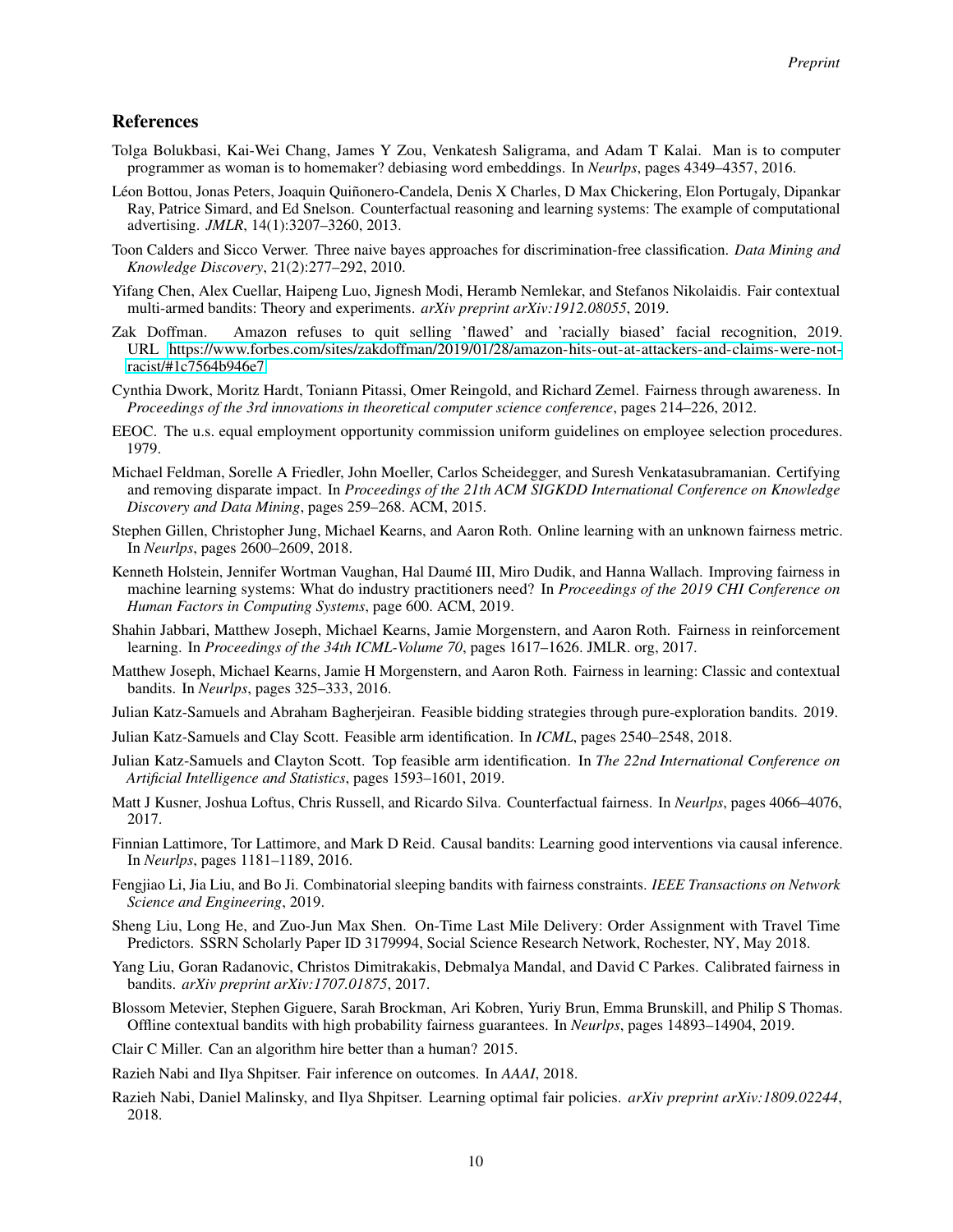## References

Tolga Bolukbasi, Kai-Wei Chang, James Y Zou, Venkatesh Saligrama, and Adam T Kalai. Man is to computer programmer as woman is to homemaker? debiasing word embeddings. In *Neurlps*, pages 4349–4357, 2016.

Léon Bottou, Jonas Peters, Joaquin Quiñonero-Candela, Denis X Charles, D Max Chickering, Elon Portugaly, Dipankar Ray, Patrice Simard, and Ed Snelson. Counterfactual reasoning and learning systems: The example of computational advertising. *JMLR*, 14(1):3207–3260, 2013.

Toon Calders and Sicco Verwer. Three naive bayes approaches for discrimination-free classification. *Data Mining and Knowledge Discovery*, 21(2):277–292, 2010.

Yifang Chen, Alex Cuellar, Haipeng Luo, Jignesh Modi, Heramb Nemlekar, and Stefanos Nikolaidis. Fair contextual multi-armed bandits: Theory and experiments. *arXiv preprint arXiv:1912.08055*, 2019.

Zak Doffman. Amazon refuses to quit selling 'flawed' and 'racially biased' facial recognition, 2019. URL https://www.forbes.com/sites/zakdoffman/2019/01/28/amazon-hits-out-at-attackers-and-claims-were-not-racist/#1c7564b946e7.

Cynthia Dwork, Moritz Hardt, Toniann Pitassi, Omer Reingold, and Richard Zemel. Fairness through awareness. In *Proceedings of the 3rd innovations in theoretical computer science conference*, pages 214–226, 2012.

EEOC. The u.s. equal employment opportunity commission uniform guidelines on employee selection procedures. 1979.

Michael Feldman, Sorelle A Friedler, John Moeller, Carlos Scheidegger, and Suresh Venkatasubramanian. Certifying and removing disparate impact. In *Proceedings of the 21th ACM SIGKDD International Conference on Knowledge Discovery and Data Mining*, pages 259–268. ACM, 2015.

Stephen Gillen, Christopher Jung, Michael Kearns, and Aaron Roth. Online learning with an unknown fairness metric. In *Neurlps*, pages 2600–2609, 2018.

Kenneth Holstein, Jennifer Wortman Vaughan, Hal Daumé III, Miro Dudik, and Hanna Wallach. Improving fairness in machine learning systems: What do industry practitioners need? In *Proceedings of the 2019 CHI Conference on Human Factors in Computing Systems*, page 600. ACM, 2019.

Shahin Jabbari, Matthew Joseph, Michael Kearns, Jamie Morgenstern, and Aaron Roth. Fairness in reinforcement learning. In *Proceedings of the 34th ICML-Volume 70*, pages 1617–1626. JMLR. org, 2017.

Matthew Joseph, Michael Kearns, Jamie H Morgenstern, and Aaron Roth. Fairness in learning: Classic and contextual bandits. In *Neurlps*, pages 325–333, 2016.

Julian Katz-Samuels and Abraham Bagherjeiran. Feasible bidding strategies through pure-exploration bandits. 2019.

Julian Katz-Samuels and Clay Scott. Feasible arm identification. In *ICML*, pages 2540–2548, 2018.

Julian Katz-Samuels and Clayton Scott. Top feasible arm identification. In *The 22nd International Conference on Artificial Intelligence and Statistics*, pages 1593–1601, 2019.

Matt J Kusner, Joshua Loftus, Chris Russell, and Ricardo Silva. Counterfactual fairness. In *Neurlps*, pages 4066–4076, 2017.

Finnian Lattimore, Tor Lattimore, and Mark D Reid. Causal bandits: Learning good interventions via causal inference. In *Neurlps*, pages 1181–1189, 2016.

Fengjiao Li, Jia Liu, and Bo Ji. Combinatorial sleeping bandits with fairness constraints. *IEEE Transactions on Network Science and Engineering*, 2019.

Sheng Liu, Long He, and Zuo-Jun Max Shen. On-Time Last Mile Delivery: Order Assignment with Travel Time Predictors. SSRN Scholarly Paper ID 3179994, Social Science Research Network, Rochester, NY, May 2018.

Yang Liu, Goran Radanovic, Christos Dimitrakakis, Debmalya Mandal, and David C Parkes. Calibrated fairness in bandits. *arXiv preprint arXiv:1707.01875*, 2017.

Blossom Metevier, Stephen Giguere, Sarah Brockman, Ari Kobren, Yuriy Brun, Emma Brunskill, and Philip S Thomas. Offline contextual bandits with high probability fairness guarantees. In *Neurlps*, pages 14893–14904, 2019.

Clair C Miller. Can an algorithm hire better than a human? 2015.

Razieh Nabi and Ilya Shpitser. Fair inference on outcomes. In *AAAI*, 2018.

Razieh Nabi, Daniel Malinsky, and Ilya Shpitser. Learning optimal fair policies. *arXiv preprint arXiv:1809.02244*, 2018.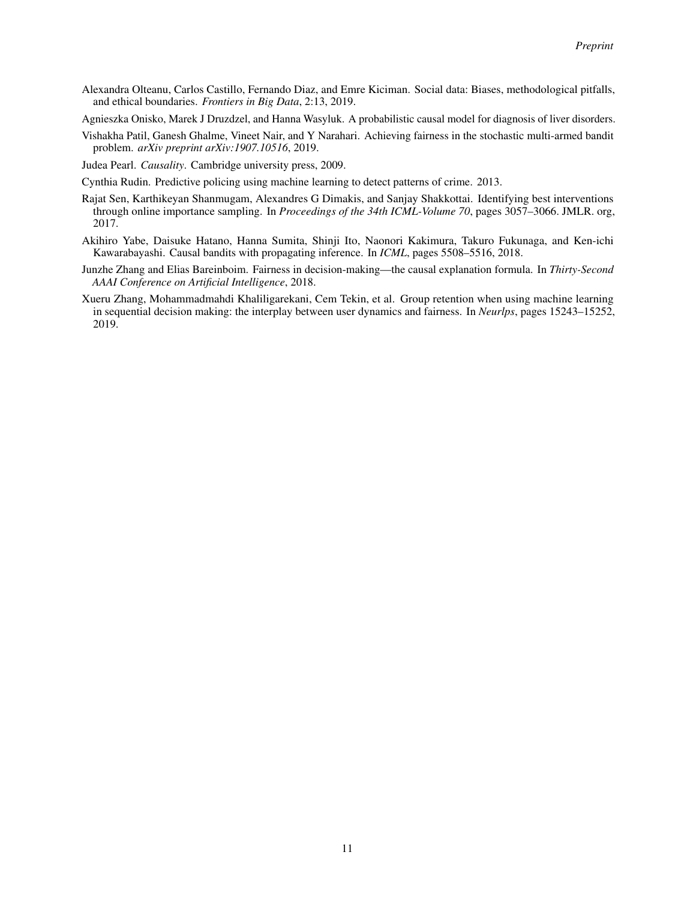Alexandra Olteanu, Carlos Castillo, Fernando Diaz, and Emre Kiciman. Social data: Biases, methodological pitfalls, and ethical boundaries. *Frontiers in Big Data*, 2:13, 2019.

Agnieszka Onisko, Marek J Druzdzel, and Hanna Wasyluk. A probabilistic causal model for diagnosis of liver disorders.

Vishakha Patil, Ganesh Ghalme, Vineet Nair, and Y Narahari. Achieving fairness in the stochastic multi-armed bandit problem. *arXiv preprint arXiv:1907.10516*, 2019.

Judea Pearl. *Causality*. Cambridge university press, 2009.

Cynthia Rudin. Predictive policing using machine learning to detect patterns of crime. 2013.

Rajat Sen, Karthikeyan Shanmugam, Alexandres G Dimakis, and Sanjay Shakkottai. Identifying best interventions through online importance sampling. In *Proceedings of the 34th ICML-Volume 70*, pages 3057–3066. JMLR. org, 2017.

Akihiro Yabe, Daisuke Hatano, Hanna Sumita, Shinji Ito, Naonori Kakimura, Takuro Fukunaga, and Ken-ichi Kawarabayashi. Causal bandits with propagating inference. In *ICML*, pages 5508–5516, 2018.

Junzhe Zhang and Elias Bareinboim. Fairness in decision-making—the causal explanation formula. In *Thirty-Second AAAI Conference on Artificial Intelligence*, 2018.

Xueru Zhang, Mohammadmahdi Khaliligarekani, Cem Tekin, et al. Group retention when using machine learning in sequential decision making: the interplay between user dynamics and fairness. In *Neurlps*, pages 15243–15252, 2019.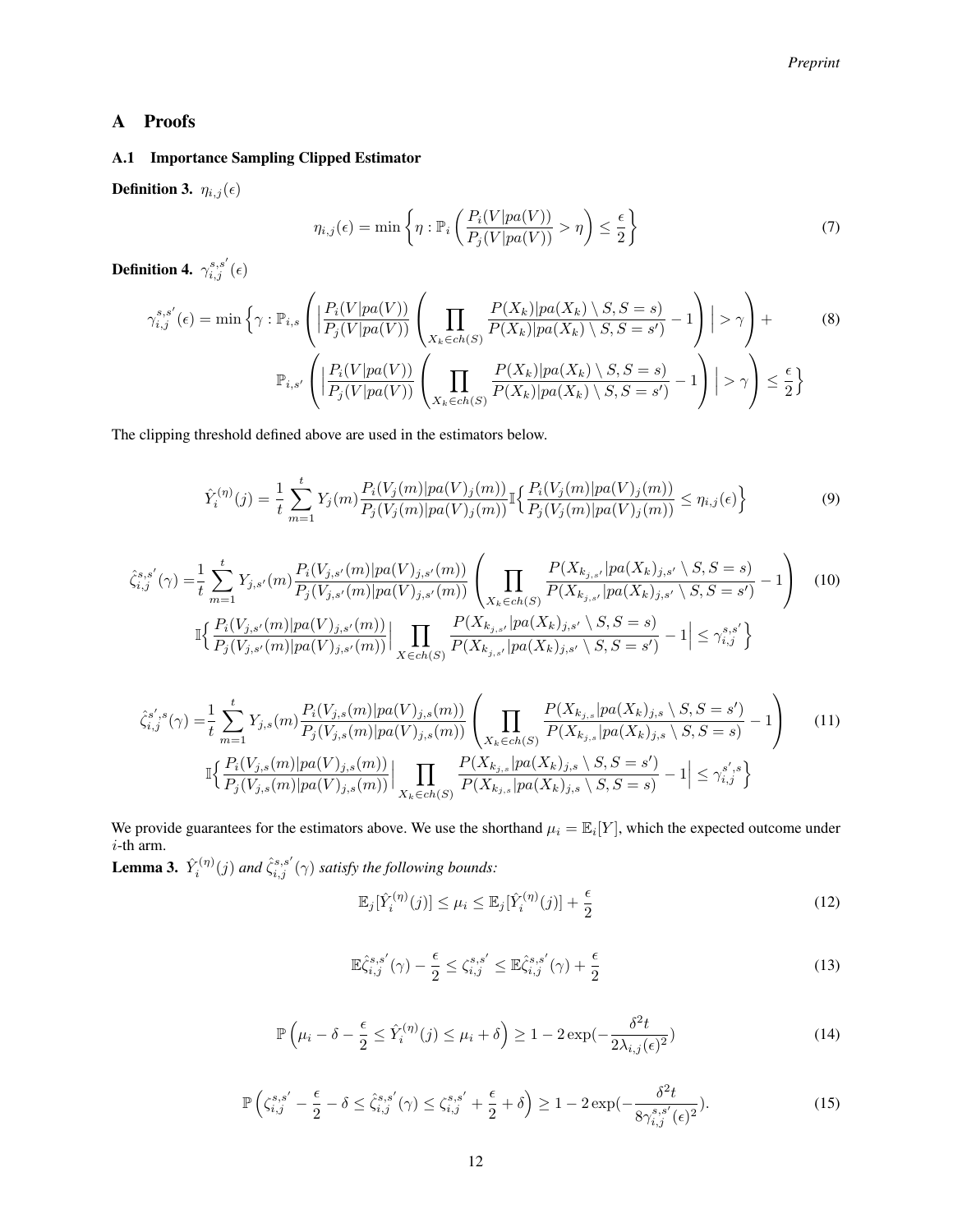# A Proofs

## A.1 Importance Sampling Clipped Estimator

**Definition 3.** $\eta_{i,j}(\epsilon)$

$$\eta_{i,j}(\epsilon) = \min\left\{\eta : \mathbb{P}_i\left(\frac{P_i(V|pa(V))}{P_j(V|pa(V))} > \eta\right) \leq \frac{\epsilon}{2}\right\} \tag{7}$$

**Definition 4.** $\gamma_{i,j}^{s,s'}(\epsilon)$

$$\gamma_{i,j}^{s,s'}(\epsilon) = \min\Big\{\gamma : \mathbb{P}_{i,s}\left(\Big|\frac{P_i(V|pa(V))}{P_j(V|pa(V))}\left(\prod_{X_k\in ch(S)}\frac{P(X_k)|pa(X_k)\setminus S, S=s)}{P(X_k)|pa(X_k)\setminus S, S=s')}-1\right)\Big| > \gamma\right) + \tag{8}$$

$$\mathbb{P}_{i,s'}\left(\Big|\frac{P_i(V|pa(V))}{P_j(V|pa(V))}\left(\prod_{X_k\in ch(S)}\frac{P(X_k)|pa(X_k)\setminus S, S=s)}{P(X_k)|pa(X_k)\setminus S, S=s')}-1\right)\Big| > \gamma\right) \leq \frac{\epsilon}{2}\Big\}$$

The clipping threshold defined above are used in the estimators below.

$$\hat{Y}_i^{(\eta)}(j) = \frac{1}{t}\sum_{m=1}^{t} Y_j(m)\frac{P_i(V_j(m)|pa(V)_j(m))}{P_j(V_j(m)|pa(V)_j(m))}\mathbb{I}\Big\{\frac{P_i(V_j(m)|pa(V)_j(m))}{P_j(V_j(m)|pa(V)_j(m))} \leq \eta_{i,j}(\epsilon)\Big\} \tag{9}$$

$$\hat{\zeta}_{i,j}^{s,s'}(\gamma) = \frac{1}{t}\sum_{m=1}^{t} Y_{j,s'}(m)\frac{P_i(V_{j,s'}(m)|pa(V)_{j,s'}(m))}{P_j(V_{j,s'}(m)|pa(V)_{j,s'}(m))}\left(\prod_{X_k\in ch(S)}\frac{P(X_{k_{j,s'}}|pa(X_k)_{j,s'}\setminus S, S=s)}{P(X_{k_{j,s'}}|pa(X_k)_{j,s'}\setminus S, S=s')}-1\right) \tag{10}$$

$$\mathbb{I}\Big\{\frac{P_i(V_{j,s'}(m)|pa(V)_{j,s'}(m))}{P_j(V_{j,s'}(m)|pa(V)_{j,s'}(m))}\Big|\prod_{X\in ch(S)}\frac{P(X_{k_{j,s'}}|pa(X_k)_{j,s'}\setminus S, S=s)}{P(X_{k_{j,s'}}|pa(X_k)_{j,s'}\setminus S, S=s')}-1\Big| \leq \gamma_{i,j}^{s,s'}\Big\}$$

$$\hat{\zeta}_{i,j}^{s',s}(\gamma) = \frac{1}{t}\sum_{m=1}^{t} Y_{j,s}(m)\frac{P_i(V_{j,s}(m)|pa(V)_{j,s}(m))}{P_j(V_{j,s}(m)|pa(V)_{j,s}(m))}\left(\prod_{X_k\in ch(S)}\frac{P(X_{k_{j,s}}|pa(X_k)_{j,s}\setminus S, S=s')}{P(X_{k_{j,s}}|pa(X_k)_{j,s}\setminus S, S=s)}-1\right) \tag{11}$$

$$\mathbb{I}\Big\{\frac{P_i(V_{j,s}(m)|pa(V)_{j,s}(m))}{P_j(V_{j,s}(m)|pa(V)_{j,s}(m))}\Big|\prod_{X_k\in ch(S)}\frac{P(X_{k_{j,s}}|pa(X_k)_{j,s}\setminus S, S=s')}{P(X_{k_{j,s}}|pa(X_k)_{j,s}\setminus S, S=s)}-1\Big| \leq \gamma_{i,j}^{s',s}\Big\}$$

We provide guarantees for the estimators above. We use the shorthand $\mu_i = \mathbb{E}_i[Y]$, which the expected outcome under $i$-th arm.

**Lemma 3.** *$\hat{Y}_i^{(\eta)}(j)$ and $\hat{\zeta}_{i,j}^{s,s'}(\gamma)$ satisfy the following bounds:*

$$\mathbb{E}_j[\hat{Y}_i^{(\eta)}(j)] \leq \mu_i \leq \mathbb{E}_j[\hat{Y}_i^{(\eta)}(j)] + \frac{\epsilon}{2} \tag{12}$$

$$\mathbb{E}\hat{\zeta}_{i,j}^{s,s'}(\gamma) - \frac{\epsilon}{2} \leq \zeta_{i,j}^{s,s'} \leq \mathbb{E}\hat{\zeta}_{i,j}^{s,s'}(\gamma) + \frac{\epsilon}{2} \tag{13}$$

$$\mathbb{P}\left(\mu_i - \delta - \frac{\epsilon}{2} \leq \hat{Y}_i^{(\eta)}(j) \leq \mu_i + \delta\right) \geq 1 - 2\exp\left(-\frac{\delta^2 t}{2\lambda_{i,j}(\epsilon)^2}\right) \tag{14}$$

$$\mathbb{P}\left(\zeta_{i,j}^{s,s'} - \frac{\epsilon}{2} - \delta \leq \hat{\zeta}_{i,j}^{s,s'}(\gamma) \leq \zeta_{i,j}^{s,s'} + \frac{\epsilon}{2} + \delta\right) \geq 1 - 2\exp\left(-\frac{\delta^2 t}{8\gamma_{i,j}^{s,s'}(\epsilon)^2}\right). \tag{15}$$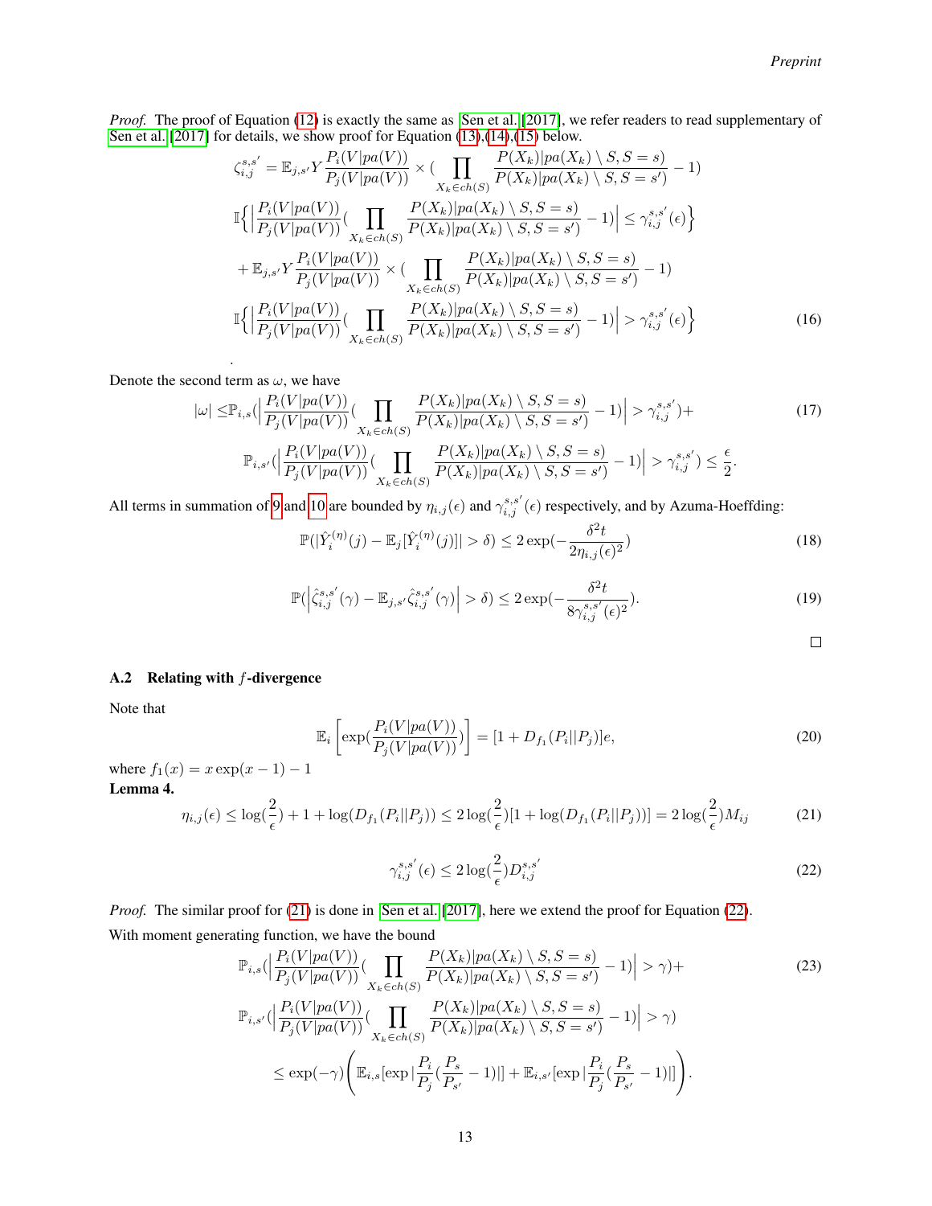*Proof.* The proof of Equation (12) is exactly the same as Sen et al. [2017], we refer readers to read supplementary of Sen et al. [2017] for details, we show proof for Equation (13),(14),(15) below.

$$
\begin{aligned}
\zeta_{i,j}^{s,s'} &= \mathbb{E}_{j,s'} Y \frac{P_i(V|pa(V))}{P_j(V|pa(V))} \times \Big( \prod_{X_k \in ch(S)} \frac{P(X_k)|pa(X_k) \setminus S, S=s)}{P(X_k)|pa(X_k) \setminus S, S=s')} - 1\Big) \\
&\mathbb{I}\Big\{ \Big| \frac{P_i(V|pa(V))}{P_j(V|pa(V))} \Big( \prod_{X_k \in ch(S)} \frac{P(X_k)|pa(X_k) \setminus S, S=s)}{P(X_k)|pa(X_k) \setminus S, S=s')} - 1\Big) \Big| \le \gamma_{i,j}^{s,s'}(\epsilon) \Big\} \\
&+ \mathbb{E}_{j,s'} Y \frac{P_i(V|pa(V))}{P_j(V|pa(V))} \times \Big( \prod_{X_k \in ch(S)} \frac{P(X_k)|pa(X_k) \setminus S, S=s)}{P(X_k)|pa(X_k) \setminus S, S=s')} - 1\Big) \\
&\mathbb{I}\Big\{ \Big| \frac{P_i(V|pa(V))}{P_j(V|pa(V))} \Big( \prod_{X_k \in ch(S)} \frac{P(X_k)|pa(X_k) \setminus S, S=s)}{P(X_k)|pa(X_k) \setminus S, S=s')} - 1\Big) \Big| > \gamma_{i,j}^{s,s'}(\epsilon) \Big\}
\end{aligned}
\tag{16}
$$

.

Denote the second term as $\omega$, we have

$$
\begin{aligned}
|\omega| \le & \mathbb{P}_{i,s}\Big( \Big| \frac{P_i(V|pa(V))}{P_j(V|pa(V))} \Big( \prod_{X_k \in ch(S)} \frac{P(X_k)|pa(X_k) \setminus S, S=s)}{P(X_k)|pa(X_k) \setminus S, S=s')} - 1\Big) \Big| > \gamma_{i,j}^{s,s'} \Big) + \\
& \mathbb{P}_{i,s'}\Big( \Big| \frac{P_i(V|pa(V))}{P_j(V|pa(V))} \Big( \prod_{X_k \in ch(S)} \frac{P(X_k)|pa(X_k) \setminus S, S=s)}{P(X_k)|pa(X_k) \setminus S, S=s')} - 1\Big) \Big| > \gamma_{i,j}^{s,s'} \Big) \le \frac{\epsilon}{2}.
\end{aligned}
\tag{17}
$$

All terms in summation of 9 and 10 are bounded by $\eta_{i,j}(\epsilon)$ and $\gamma_{i,j}^{s,s'}(\epsilon)$ respectively, and by Azuma-Hoeffding:

$$
\mathbb{P}(|\hat{Y}_i^{(\eta)}(j) - \mathbb{E}_j[\hat{Y}_i^{(\eta)}(j)]| > \delta) \le 2\exp\Big(-\frac{\delta^2 t}{2\eta_{i,j}(\epsilon)^2}\Big) \tag{18}
$$

$$
\mathbb{P}\Big(\Big|\hat{\zeta}_{i,j}^{s,s'}(\gamma) - \mathbb{E}_{j,s'}\hat{\zeta}_{i,j}^{s,s'}(\gamma)\Big| > \delta\Big) \le 2\exp\Big(-\frac{\delta^2 t}{8\gamma_{i,j}^{s,s'}(\epsilon)^2}\Big). \tag{19}
$$

□

### A.2 Relating with $f$-divergence

Note that

$$
\mathbb{E}_i\left[\exp\Big(\frac{P_i(V|pa(V))}{P_j(V|pa(V))}\Big)\right] = [1 + D_{f_1}(P_i||P_j)]e, \tag{20}
$$

where $f_1(x) = x\exp(x-1) - 1$

**Lemma 4.**

$$
\eta_{i,j}(\epsilon) \le \log\Big(\frac{2}{\epsilon}\Big) + 1 + \log(D_{f_1}(P_i||P_j)) \le 2\log\Big(\frac{2}{\epsilon}\Big)[1 + \log(D_{f_1}(P_i||P_j))] = 2\log\Big(\frac{2}{\epsilon}\Big)M_{ij} \tag{21}
$$

$$
\gamma_{i,j}^{s,s'}(\epsilon) \le 2\log\Big(\frac{2}{\epsilon}\Big)D_{i,j}^{s,s'} \tag{22}
$$

*Proof.* The similar proof for (21) is done in Sen et al. [2017], here we extend the proof for Equation (22).

With moment generating function, we have the bound

$$
\begin{aligned}
& \mathbb{P}_{i,s}\Big( \Big| \frac{P_i(V|pa(V))}{P_j(V|pa(V))} \Big( \prod_{X_k \in ch(S)} \frac{P(X_k)|pa(X_k) \setminus S, S=s)}{P(X_k)|pa(X_k) \setminus S, S=s')} - 1\Big) \Big| > \gamma \Big) + \\
& \mathbb{P}_{i,s'}\Big( \Big| \frac{P_i(V|pa(V))}{P_j(V|pa(V))} \Big( \prod_{X_k \in ch(S)} \frac{P(X_k)|pa(X_k) \setminus S, S=s)}{P(X_k)|pa(X_k) \setminus S, S=s')} - 1\Big) \Big| > \gamma \Big) \\
& \le \exp(-\gamma)\left( \mathbb{E}_{i,s}\Big[\exp\Big|\frac{P_i}{P_j}\Big(\frac{P_s}{P_{s'}} - 1\Big)\Big|\Big] + \mathbb{E}_{i,s'}\Big[\exp\Big|\frac{P_i}{P_j}\Big(\frac{P_s}{P_{s'}} - 1\Big)\Big|\Big] \right).
\end{aligned}
\tag{23}
$$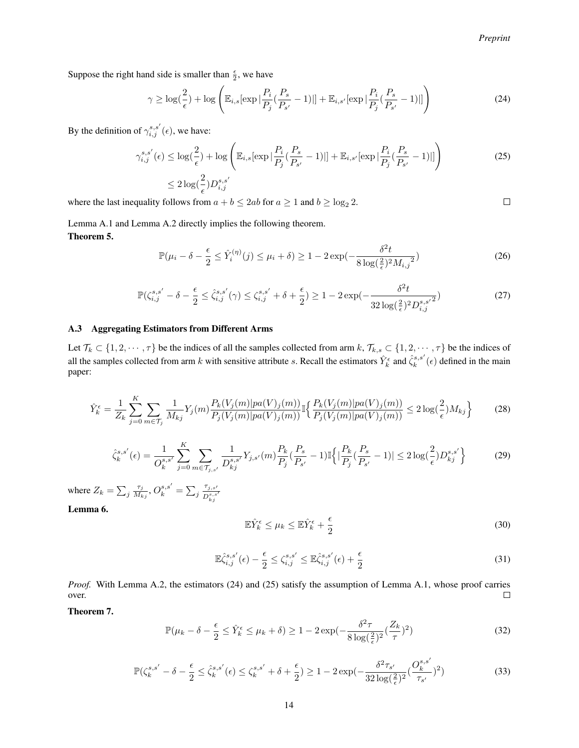Suppose the right hand side is smaller than $\frac{\epsilon}{2}$, we have

$$\gamma \geq \log(\frac{2}{\epsilon}) + \log\left(\mathbb{E}_{i,s}[\exp|\frac{P_i}{P_j}(\frac{P_s}{P_{s'}}-1)|] + \mathbb{E}_{i,s'}[\exp|\frac{P_i}{P_j}(\frac{P_s}{P_{s'}}-1)|]\right) \tag{24}$$

By the definition of $\gamma_{i,j}^{s,s'}(\epsilon)$, we have:

$$\begin{aligned}\gamma_{i,j}^{s,s'}(\epsilon) &\leq \log(\frac{2}{\epsilon}) + \log\left(\mathbb{E}_{i,s}[\exp|\frac{P_i}{P_j}(\frac{P_s}{P_{s'}}-1)|] + \mathbb{E}_{i,s'}[\exp|\frac{P_i}{P_j}(\frac{P_s}{P_{s'}}-1)|]\right) \\ &\leq 2\log(\frac{2}{\epsilon})D_{i,j}^{s,s'}\end{aligned} \tag{25}$$

where the last inequality follows from $a + b \leq 2ab$ for $a \geq 1$ and $b \geq \log_2 2$. $\square$

Lemma A.1 and Lemma A.2 directly implies the following theorem.

**Theorem 5.**

$$\mathbb{P}(\mu_i - \delta - \frac{\epsilon}{2} \leq \hat{Y}_i^{(\eta)}(j) \leq \mu_i + \delta) \geq 1 - 2\exp(-\frac{\delta^2 t}{8\log(\frac{2}{\epsilon})^2 M_{i,j}{}^2}) \tag{26}$$

$$\mathbb{P}(\zeta_{i,j}^{s,s'} - \delta - \frac{\epsilon}{2} \leq \hat{\zeta}_{i,j}^{s,s'}(\gamma) \leq \zeta_{i,j}^{s,s'} + \delta + \frac{\epsilon}{2}) \geq 1 - 2\exp(-\frac{\delta^2 t}{32\log(\frac{2}{\epsilon})^2 D_{i,j}^{s,s'2}}) \tag{27}$$

### A.3 Aggregating Estimators from Different Arms

Let $\mathcal{T}_k \subset \{1, 2, \cdots, \tau\}$ be the indices of all the samples collected from arm $k$, $\mathcal{T}_{k,s} \subset \{1, 2, \cdots, \tau\}$ be the indices of all the samples collected from arm $k$ with sensitive attribute $s$. Recall the estimators $\hat{Y}_k^\epsilon$ and $\hat{\zeta}_k^{s,s'}(\epsilon)$ defined in the main paper:

$$\hat{Y}_k^\epsilon = \frac{1}{Z_k}\sum_{j=0}^{K}\sum_{m\in\mathcal{T}_j}\frac{1}{M_{kj}}Y_j(m)\frac{P_k(V_j(m)|pa(V)_j(m))}{P_j(V_j(m)|pa(V)_j(m))}\mathbb{I}\Big\{\frac{P_k(V_j(m)|pa(V)_j(m))}{P_j(V_j(m)|pa(V)_j(m))} \leq 2\log(\frac{2}{\epsilon})M_{kj}\Big\} \tag{28}$$

$$\hat{\zeta}_k^{s,s'}(\epsilon) = \frac{1}{O_k^{s,s'}}\sum_{j=0}^{K}\sum_{m\in\mathcal{T}_{j,s'}}\frac{1}{D_{kj}^{s,s'}}Y_{j,s'}(m)\frac{P_k}{P_j}(\frac{P_s}{P_{s'}}-1)\mathbb{I}\Big\{|\frac{P_k}{P_j}(\frac{P_s}{P_{s'}}-1)| \leq 2\log(\frac{2}{\epsilon})D_{kj}^{s,s'}\Big\} \tag{29}$$

where $Z_k = \sum_j \frac{\tau_j}{M_{kj}}$, $O_k^{s,s'} = \sum_j \frac{\tau_{j,s'}}{D_{kj}^{s,s'}}$

**Lemma 6.**

$$\mathbb{E}\hat{Y}_k^\epsilon \leq \mu_k \leq \mathbb{E}\hat{Y}_k^\epsilon + \frac{\epsilon}{2} \tag{30}$$

$$\mathbb{E}\hat{\zeta}_{i,j}^{s,s'}(\epsilon) - \frac{\epsilon}{2} \leq \zeta_{i,j}^{s,s'} \leq \mathbb{E}\hat{\zeta}_{i,j}^{s,s'}(\epsilon) + \frac{\epsilon}{2} \tag{31}$$

*Proof.* With Lemma A.2, the estimators (24) and (25) satisfy the assumption of Lemma A.1, whose proof carries over. $\square$

**Theorem 7.**

$$\mathbb{P}(\mu_k - \delta - \frac{\epsilon}{2} \leq \hat{Y}_k^\epsilon \leq \mu_k + \delta) \geq 1 - 2\exp(-\frac{\delta^2\tau}{8\log(\frac{2}{\epsilon})^2}(\frac{Z_k}{\tau})^2) \tag{32}$$

$$\mathbb{P}(\zeta_k^{s,s'} - \delta - \frac{\epsilon}{2} \leq \hat{\zeta}_k^{s,s'}(\epsilon) \leq \zeta_k^{s,s'} + \delta + \frac{\epsilon}{2}) \geq 1 - 2\exp(-\frac{\delta^2\tau_{s'}}{32\log(\frac{2}{\epsilon})^2}(\frac{O_k^{s,s'}}{\tau_{s'}})^2) \tag{33}$$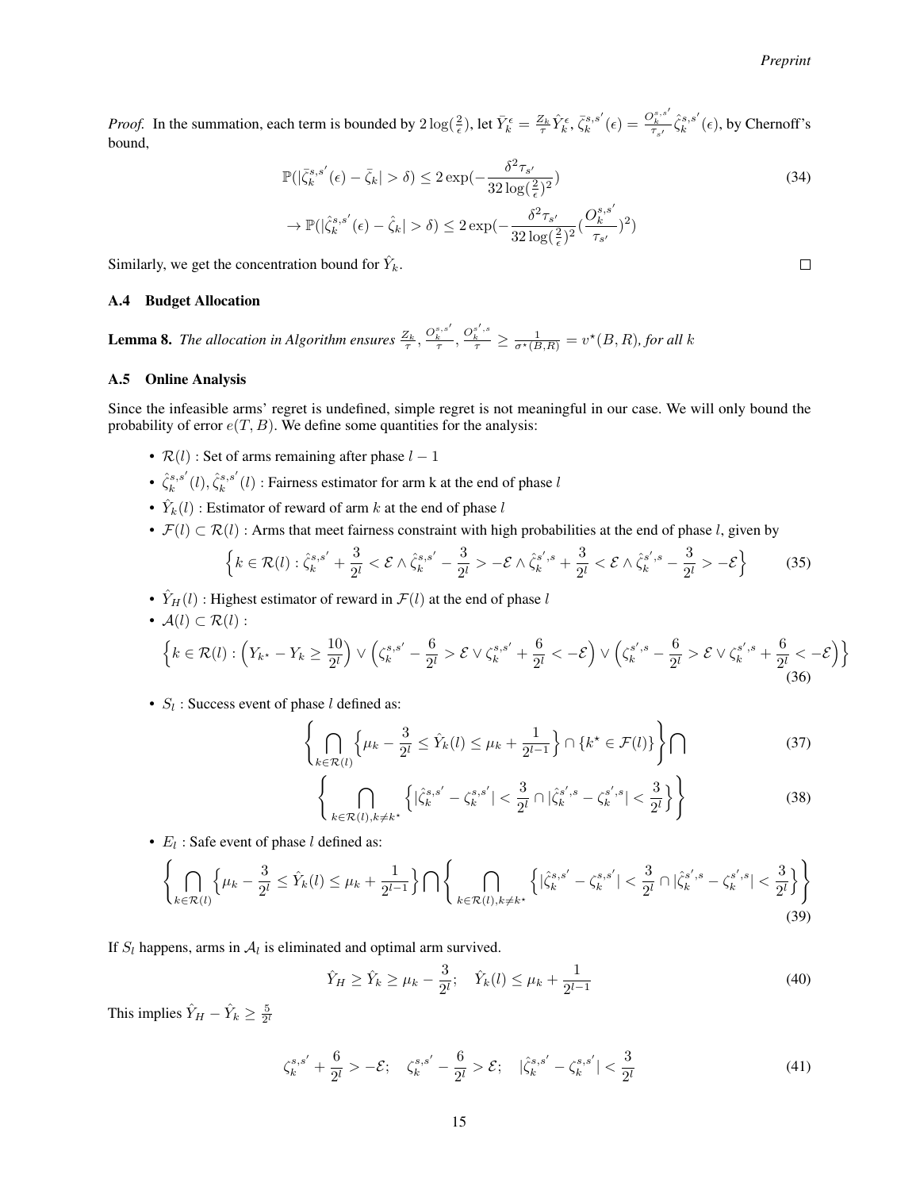*Proof.* In the summation, each term is bounded by $2\log(\frac{2}{\epsilon})$, let $\bar{Y}_k^\epsilon = \frac{Z_k}{\tau}\hat{Y}_k^\epsilon$, $\bar{\zeta}_k^{s,s'}(\epsilon) = \frac{O_k^{s,s'}}{\tau_{s'}}\hat{\zeta}_k^{s,s'}(\epsilon)$, by Chernoff's bound,

$$
\mathbb{P}(|\bar{\zeta}_k^{s,s'}(\epsilon) - \bar{\zeta}_k| > \delta) \leq 2\exp(-\frac{\delta^2 \tau_{s'}}{32\log(\frac{2}{\epsilon})^2}) \tag{34}
$$

$$
\rightarrow \mathbb{P}(|\hat{\zeta}_k^{s,s'}(\epsilon) - \hat{\zeta}_k| > \delta) \leq 2\exp(-\frac{\delta^2 \tau_{s'}}{32\log(\frac{2}{\epsilon})^2}(\frac{O_k^{s,s'}}{\tau_{s'}})^2)
$$

Similarly, we get the concentration bound for $\hat{Y}_k$. □

### A.4 Budget Allocation

**Lemma 8.** *The allocation in Algorithm ensures* $\frac{Z_k}{\tau}, \frac{O_k^{s,s'}}{\tau}, \frac{O_k^{s',s}}{\tau} \geq \frac{1}{\sigma^\star(B,R)} = v^\star(B,R)$*, for all* $k$

### A.5 Online Analysis

Since the infeasible arms' regret is undefined, simple regret is not meaningful in our case. We will only bound the probability of error $e(T,B)$. We define some quantities for the analysis:

- $\mathcal{R}(l)$ : Set of arms remaining after phase $l-1$
- $\hat{\zeta}_k^{s,s'}(l), \hat{\zeta}_k^{s,s'}(l)$ : Fairness estimator for arm k at the end of phase $l$
- $\hat{Y}_k(l)$ : Estimator of reward of arm $k$ at the end of phase $l$
- $\mathcal{F}(l) \subset \mathcal{R}(l)$ : Arms that meet fairness constraint with high probabilities at the end of phase $l$, given by

$$
\Big\{k \in \mathcal{R}(l) : \hat{\zeta}_k^{s,s'} + \frac{3}{2^l} < \mathcal{E} \wedge \hat{\zeta}_k^{s,s'} - \frac{3}{2^l} > -\mathcal{E} \wedge \hat{\zeta}_k^{s',s} + \frac{3}{2^l} < \mathcal{E} \wedge \hat{\zeta}_k^{s',s} - \frac{3}{2^l} > -\mathcal{E}\Big\} \tag{35}
$$

- $\hat{Y}_H(l)$ : Highest estimator of reward in $\mathcal{F}(l)$ at the end of phase $l$
- $\mathcal{A}(l) \subset \mathcal{R}(l)$ :

$$
\Big\{k \in \mathcal{R}(l) : \Big(Y_{k^\star} - Y_k \geq \frac{10}{2^l}\Big) \vee \Big(\zeta_k^{s,s'} - \frac{6}{2^l} > \mathcal{E} \vee \zeta_k^{s,s'} + \frac{6}{2^l} < -\mathcal{E}\Big) \vee \Big(\zeta_k^{s',s} - \frac{6}{2^l} > \mathcal{E} \vee \zeta_k^{s',s} + \frac{6}{2^l} < -\mathcal{E}\Big)\Big\} \tag{36}
$$

- $S_l$ : Success event of phase $l$ defined as:

$$
\Bigg\{\bigcap_{k\in\mathcal{R}(l)} \Big\{\mu_k - \frac{3}{2^l} \leq \hat{Y}_k(l) \leq \mu_k + \frac{1}{2^{l-1}}\Big\} \cap \{k^\star \in \mathcal{F}(l)\}\Bigg\} \bigcap \tag{37}
$$

$$
\Bigg\{\bigcap_{k\in\mathcal{R}(l), k\neq k^\star} \Big\{|\hat{\zeta}_k^{s,s'} - \zeta_k^{s,s'}| < \frac{3}{2^l} \cap |\hat{\zeta}_k^{s',s} - \zeta_k^{s',s}| < \frac{3}{2^l}\Big\}\Bigg\} \tag{38}
$$

- $E_l$ : Safe event of phase $l$ defined as:

$$
\Bigg\{\bigcap_{k\in\mathcal{R}(l)} \Big\{\mu_k - \frac{3}{2^l} \leq \hat{Y}_k(l) \leq \mu_k + \frac{1}{2^{l-1}}\Big\} \bigcap \Bigg\{\bigcap_{k\in\mathcal{R}(l), k\neq k^\star} \Big\{|\hat{\zeta}_k^{s,s'} - \zeta_k^{s,s'}| < \frac{3}{2^l} \cap |\hat{\zeta}_k^{s',s} - \zeta_k^{s',s}| < \frac{3}{2^l}\Big\}\Bigg\} \tag{39}
$$

If $S_l$ happens, arms in $\mathcal{A}_l$ is eliminated and optimal arm survived.

$$
\hat{Y}_H \geq \hat{Y}_k \geq \mu_k - \frac{3}{2^l}; \quad \hat{Y}_k(l) \leq \mu_k + \frac{1}{2^{l-1}} \tag{40}
$$

This implies $\hat{Y}_H - \hat{Y}_k \geq \frac{5}{2^l}$

$$
\zeta_k^{s,s'} + \frac{6}{2^l} > -\mathcal{E}; \quad \zeta_k^{s,s'} - \frac{6}{2^l} > \mathcal{E}; \quad |\hat{\zeta}_k^{s,s'} - \zeta_k^{s,s'}| < \frac{3}{2^l} \tag{41}
$$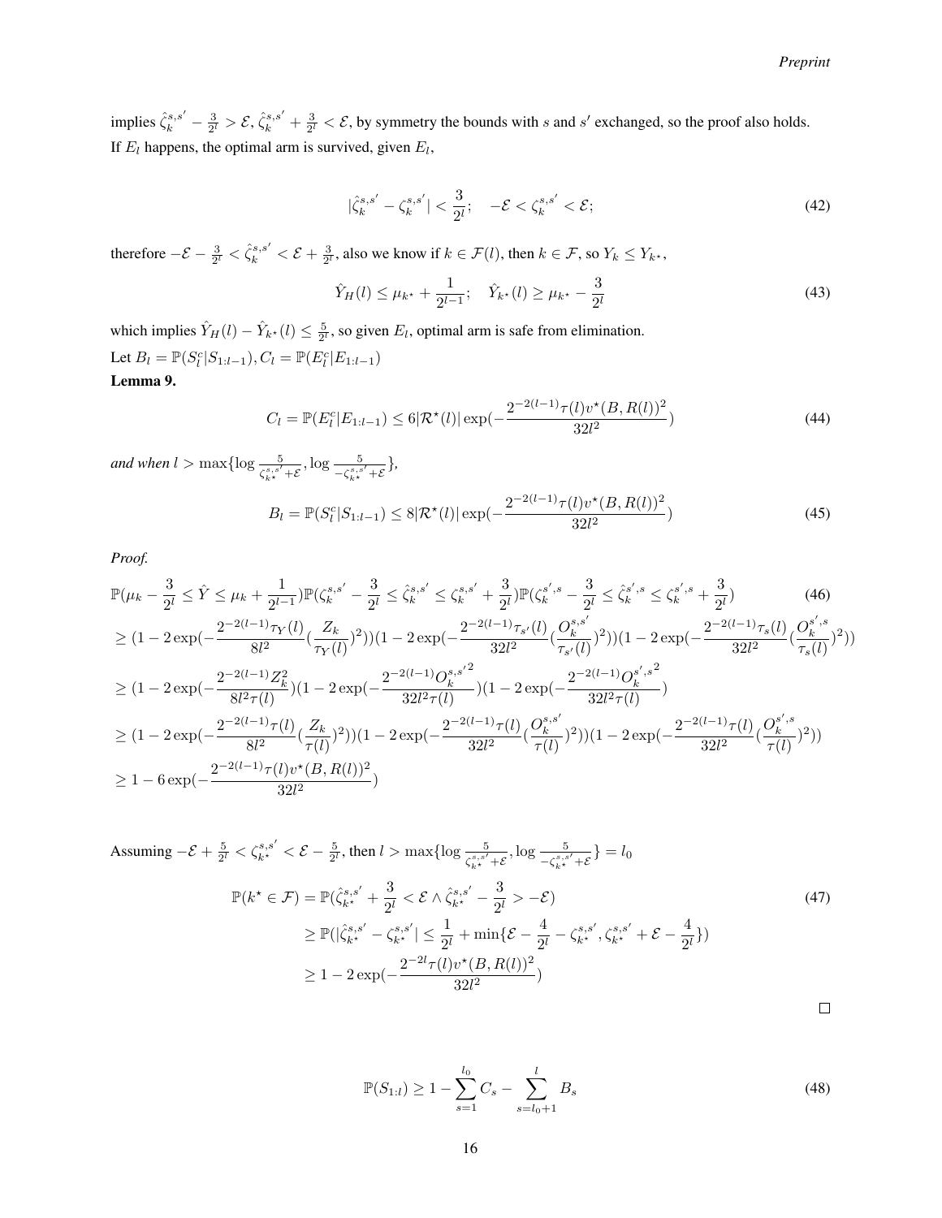implies $\hat{\zeta}_k^{s,s'} - \frac{3}{2^l} > \mathcal{E}, \hat{\zeta}_k^{s,s'} + \frac{3}{2^l} < \mathcal{E}$, by symmetry the bounds with $s$ and $s'$ exchanged, so the proof also holds.
If $E_l$ happens, the optimal arm is survived, given $E_l$,

$$|\hat{\zeta}_k^{s,s'} - \zeta_k^{s,s'}| < \frac{3}{2^l}; \quad -\mathcal{E} < \zeta_k^{s,s'} < \mathcal{E}; \tag{42}$$

therefore $-\mathcal{E} - \frac{3}{2^l} < \hat{\zeta}_k^{s,s'} < \mathcal{E} + \frac{3}{2^l}$, also we know if $k \in \mathcal{F}(l)$, then $k \in \mathcal{F}$, so $Y_k \leq Y_{k^\star}$,

$$\hat{Y}_H(l) \leq \mu_{k^\star} + \frac{1}{2^{l-1}}; \quad \hat{Y}_{k^\star}(l) \geq \mu_{k^\star} - \frac{3}{2^l} \tag{43}$$

which implies $\hat{Y}_H(l) - \hat{Y}_{k^\star}(l) \leq \frac{5}{2^l}$, so given $E_l$, optimal arm is safe from elimination.
Let $B_l = \mathbb{P}(S_l^c | S_{1:l-1}), C_l = \mathbb{P}(E_l^c | E_{1:l-1})$

**Lemma 9.**

$$C_l = \mathbb{P}(E_l^c | E_{1:l-1}) \leq 6|\mathcal{R}^\star(l)| \exp(-\frac{2^{-2(l-1)}\tau(l)v^\star(B, R(l))^2}{32l^2}) \tag{44}$$

*and when* $l > \max\{\log \frac{5}{\zeta_{k^\star}^{s,s'} + \mathcal{E}}, \log \frac{5}{-\zeta_{k^\star}^{s,s'} + \mathcal{E}}\}$,

$$B_l = \mathbb{P}(S_l^c | S_{1:l-1}) \leq 8|\mathcal{R}^\star(l)| \exp(-\frac{2^{-2(l-1)}\tau(l)v^\star(B, R(l))^2}{32l^2}) \tag{45}$$

*Proof.*

$$\mathbb{P}(\mu_k - \frac{3}{2^l} \leq \hat{Y} \leq \mu_k + \frac{1}{2^{l-1}})\mathbb{P}(\zeta_k^{s,s'} - \frac{3}{2^l} \leq \hat{\zeta}_k^{s,s'} \leq \zeta_k^{s,s'} + \frac{3}{2^l})\mathbb{P}(\zeta_k^{s',s} - \frac{3}{2^l} \leq \hat{\zeta}_k^{s',s} \leq \zeta_k^{s',s} + \frac{3}{2^l}) \tag{46}$$

$$\geq (1 - 2\exp(-\frac{2^{-2(l-1)}\tau_Y(l)}{8l^2}(\frac{Z_k}{\tau_Y(l)})^2))(1 - 2\exp(-\frac{2^{-2(l-1)}\tau_{s'}(l)}{32l^2}(\frac{O_k^{s,s'}}{\tau_{s'}(l)})^2))(1 - 2\exp(-\frac{2^{-2(l-1)}\tau_s(l)}{32l^2}(\frac{O_k^{s',s}}{\tau_s(l)})^2))$$

$$\geq (1 - 2\exp(-\frac{2^{-2(l-1)}Z_k^2}{8l^2\tau(l)})(1 - 2\exp(-\frac{2^{-2(l-1)}O_k^{s,s'^2}}{32l^2\tau(l)})(1 - 2\exp(-\frac{2^{-2(l-1)}O_k^{s',s^2}}{32l^2\tau(l)})$$

$$\geq (1 - 2\exp(-\frac{2^{-2(l-1)}\tau(l)}{8l^2}(\frac{Z_k}{\tau(l)})^2))(1 - 2\exp(-\frac{2^{-2(l-1)}\tau(l)}{32l^2}(\frac{O_k^{s,s'}}{\tau(l)})^2))(1 - 2\exp(-\frac{2^{-2(l-1)}\tau(l)}{32l^2}(\frac{O_k^{s',s}}{\tau(l)})^2))$$

$$\geq 1 - 6\exp(-\frac{2^{-2(l-1)}\tau(l)v^\star(B, R(l))^2}{32l^2})$$

Assuming $-\mathcal{E} + \frac{5}{2^l} < \zeta_{k^\star}^{s,s'} < \mathcal{E} - \frac{5}{2^l}$, then $l > \max\{\log \frac{5}{\zeta_{k^\star}^{s,s'} + \mathcal{E}}, \log \frac{5}{-\zeta_{k^\star}^{s,s'} + \mathcal{E}}\} = l_0$

$$\begin{aligned}
\mathbb{P}(k^\star \in \mathcal{F}) &= \mathbb{P}(\hat{\zeta}_{k^\star}^{s,s'} + \frac{3}{2^l} < \mathcal{E} \wedge \hat{\zeta}_{k^\star}^{s,s'} - \frac{3}{2^l} > -\mathcal{E}) \\
&\geq \mathbb{P}(|\hat{\zeta}_{k^\star}^{s,s'} - \zeta_{k^\star}^{s,s'}| \leq \frac{1}{2^l} + \min\{\mathcal{E} - \frac{4}{2^l} - \zeta_{k^\star}^{s,s'}, \zeta_{k^\star}^{s,s'} + \mathcal{E} - \frac{4}{2^l}\}) \\
&\geq 1 - 2\exp(-\frac{2^{-2l}\tau(l)v^\star(B, R(l))^2}{32l^2})
\end{aligned} \tag{47}$$

□

$$\mathbb{P}(S_{1:l}) \geq 1 - \sum_{s=1}^{l_0} C_s - \sum_{s=l_0+1}^{l} B_s \tag{48}$$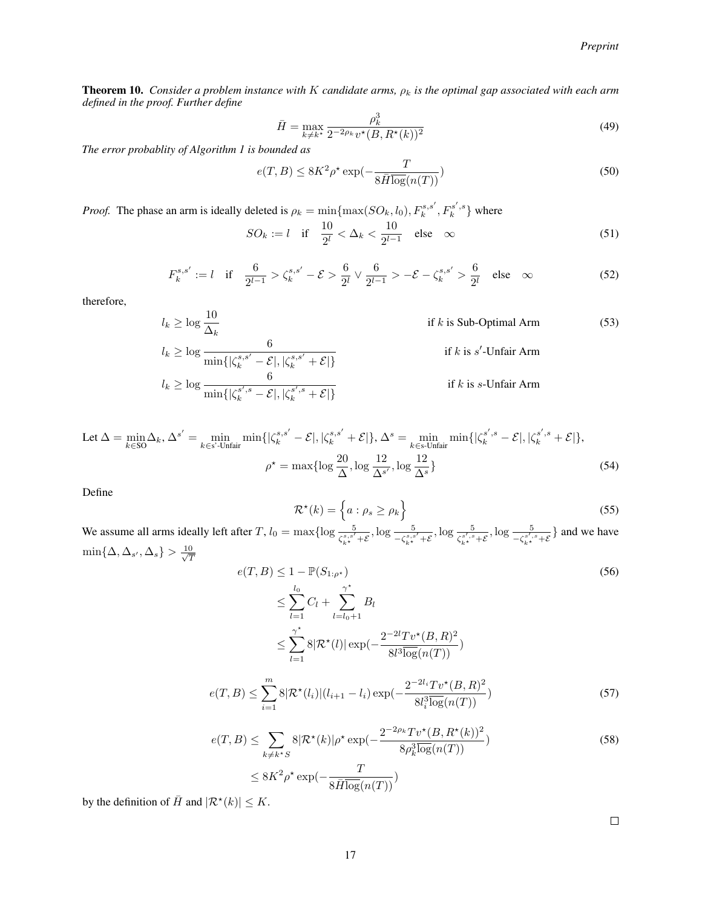**Theorem 10.** *Consider a problem instance with $K$ candidate arms, $\rho_k$ is the optimal gap associated with each arm defined in the proof. Further define*

$$\bar{H} = \max_{k \neq k^\star} \frac{\rho_k^3}{2^{-2\rho_k} v^\star(B, R^\star(k))^2} \tag{49}$$

*The error probablity of Algorithm 1 is bounded as*

$$e(T, B) \leq 8K^2 \rho^\star \exp(-\frac{T}{8\bar{H}\overline{\log}(n(T))}) \tag{50}$$

*Proof.* The phase an arm is ideally deleted is $\rho_k = \min\{\max(SO_k, l_0), F_k^{s,s'}, F_k^{s',s}\}$ where

$$SO_k := l \quad \text{if} \quad \frac{10}{2^l} < \Delta_k < \frac{10}{2^{l-1}} \quad \text{else} \quad \infty \tag{51}$$

$$F_k^{s,s'} := l \quad \text{if} \quad \frac{6}{2^{l-1}} > \zeta_k^{s,s'} - \mathcal{E} > \frac{6}{2^l} \vee \frac{6}{2^{l-1}} > -\mathcal{E} - \zeta_k^{s,s'} > \frac{6}{2^l} \quad \text{else} \quad \infty \tag{52}$$

therefore,

$$\begin{aligned}
l_k &\geq \log \frac{10}{\Delta_k} && \text{if } k \text{ is Sub-Optimal Arm} \\
l_k &\geq \log \frac{6}{\min\{|\zeta_k^{s,s'} - \mathcal{E}|, |\zeta_k^{s,s'} + \mathcal{E}|\}} && \text{if } k \text{ is } s'\text{-Unfair Arm} \\
l_k &\geq \log \frac{6}{\min\{|\zeta_k^{s',s} - \mathcal{E}|, |\zeta_k^{s',s} + \mathcal{E}|\}} && \text{if } k \text{ is } s\text{-Unfair Arm}
\end{aligned} \tag{53}$$

Let $\Delta = \min_{k \in \text{SO}} \Delta_k$, $\Delta^{s'} = \min_{k \in \text{s'-Unfair}} \min\{|\zeta_k^{s,s'} - \mathcal{E}|, |\zeta_k^{s,s'} + \mathcal{E}|\}$, $\Delta^s = \min_{k \in \text{s-Unfair}} \min\{|\zeta_k^{s',s} - \mathcal{E}|, |\zeta_k^{s',s} + \mathcal{E}|\}$,

$$\rho^\star = \max\{\log \frac{20}{\Delta}, \log \frac{12}{\Delta^{s'}}, \log \frac{12}{\Delta^s}\} \tag{54}$$

Define

$$\mathcal{R}^\star(k) = \Big\{a : \rho_s \geq \rho_k\Big\} \tag{55}$$

We assume all arms ideally left after $T$, $l_0 = \max\{\log \frac{5}{\zeta_{k^\star}^{s,s'} + \mathcal{E}}, \log \frac{5}{-\zeta_{k^\star}^{s,s'} + \mathcal{E}}, \log \frac{5}{\zeta_{k^\star}^{s',s} + \mathcal{E}}, \log \frac{5}{-\zeta_{k^\star}^{s',s} + \mathcal{E}}\}$ and we have $\min\{\Delta, \Delta_{s'}, \Delta_s\} > \frac{10}{\sqrt{T}}$

$$\begin{aligned}
e(T, B) &\leq 1 - \mathbb{P}(S_{1:\rho^\star}) \\
&\leq \sum_{l=1}^{l_0} C_l + \sum_{l=l_0+1}^{\gamma^\star} B_l \\
&\leq \sum_{l=1}^{\gamma^\star} 8|\mathcal{R}^\star(l)| \exp(-\frac{2^{-2l} T v^\star(B, R)^2}{8l^3 \overline{\log}(n(T))})
\end{aligned} \tag{56}$$

$$e(T, B) \leq \sum_{i=1}^{m} 8|\mathcal{R}^\star(l_i)|(l_{i+1} - l_i) \exp(-\frac{2^{-2l_i} T v^\star(B, R)^2}{8l_i^3 \overline{\log}(n(T))}) \tag{57}$$

$$\begin{aligned}
e(T, B) &\leq \sum_{k \neq k^\star S} 8|\mathcal{R}^\star(k)| \rho^\star \exp(-\frac{2^{-2\rho_k} T v^\star(B, R^\star(k))^2}{8\rho_k^3 \overline{\log}(n(T))}) \\
&\leq 8K^2 \rho^\star \exp(-\frac{T}{8\bar{H}\overline{\log}(n(T))})
\end{aligned} \tag{58}$$

by the definition of $\bar{H}$ and $|\mathcal{R}^\star(k)| \leq K$.

$\square$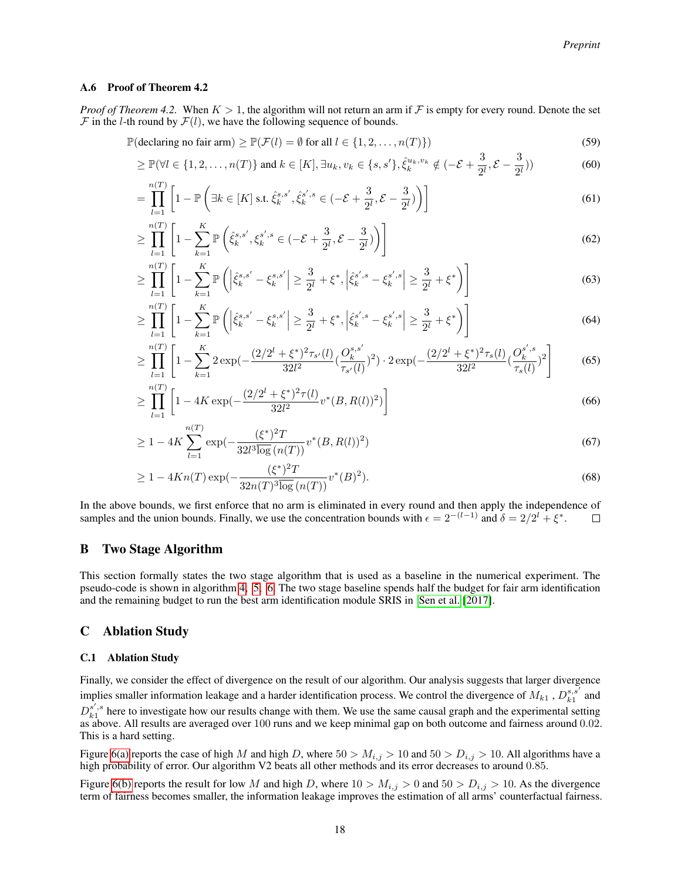### A.6 Proof of Theorem 4.2

*Proof of Theorem 4.2.* When $K > 1$, the algorithm will not return an arm if $\mathcal{F}$ is empty for every round. Denote the set $\mathcal{F}$ in the $l$-th round by $\mathcal{F}(l)$, we have the following sequence of bounds.

$$\mathbb{P}(\text{declaring no fair arm}) \geq \mathbb{P}(\mathcal{F}(l) = \emptyset \text{ for all } l \in \{1, 2, \ldots, n(T)\}) \tag{59}$$

$$\geq \mathbb{P}(\forall l \in \{1, 2, \ldots, n(T)\} \text{ and } k \in [K], \exists u_k, v_k \in \{s, s'\}, \hat{\xi}_k^{u_k, v_k} \notin (-\mathcal{E} + \frac{3}{2^l}, \mathcal{E} - \frac{3}{2^l})) \tag{60}$$

$$= \prod_{l=1}^{n(T)} \left[ 1 - \mathbb{P}\left( \exists k \in [K] \text{ s.t. } \hat{\xi}_k^{s,s'}, \hat{\xi}_k^{s',s} \in (-\mathcal{E} + \frac{3}{2^l}, \mathcal{E} - \frac{3}{2^l}) \right) \right] \tag{61}$$

$$\geq \prod_{l=1}^{n(T)} \left[ 1 - \sum_{k=1}^{K} \mathbb{P}\left( \hat{\xi}_k^{s,s'}, \xi_k^{s',s} \in (-\mathcal{E} + \frac{3}{2^l}, \mathcal{E} - \frac{3}{2^l}) \right) \right] \tag{62}$$

$$\geq \prod_{l=1}^{n(T)} \left[ 1 - \sum_{k=1}^{K} \mathbb{P}\left( \left| \hat{\xi}_k^{s,s'} - \xi_k^{s,s'} \right| \geq \frac{3}{2^l} + \xi^*, \left| \hat{\xi}_k^{s',s} - \xi_k^{s',s} \right| \geq \frac{3}{2^l} + \xi^* \right) \right] \tag{63}$$

$$\geq \prod_{l=1}^{n(T)} \left[ 1 - \sum_{k=1}^{K} \mathbb{P}\left( \left| \hat{\xi}_k^{s,s'} - \xi_k^{s,s'} \right| \geq \frac{3}{2^l} + \xi^*, \left| \hat{\xi}_k^{s',s} - \xi_k^{s',s} \right| \geq \frac{3}{2^l} + \xi^* \right) \right] \tag{64}$$

$$\geq \prod_{l=1}^{n(T)} \left[ 1 - \sum_{k=1}^{K} 2\exp(-\frac{(2/2^l + \xi^*)^2 \tau_{s'}(l)}{32 l^2} (\frac{O_k^{s,s'}}{\tau_{s'}(l)})^2) \cdot 2\exp(-\frac{(2/2^l + \xi^*)^2 \tau_s(l)}{32 l^2} (\frac{O_k^{s',s}}{\tau_s(l)})^2 \right] \tag{65}$$

$$\geq \prod_{l=1}^{n(T)} \left[ 1 - 4K \exp(-\frac{(2/2^l + \xi^*)^2 \tau(l)}{32 l^2} v^*(B, R(l))^2) \right] \tag{66}$$

$$\geq 1 - 4K \sum_{l=1}^{n(T)} \exp(-\frac{(\xi^*)^2 T}{32 l^3 \overline{\log}(n(T))} v^*(B, R(l))^2) \tag{67}$$

$$\geq 1 - 4K n(T) \exp(-\frac{(\xi^*)^2 T}{32 n(T)^3 \overline{\log}(n(T))} v^*(B)^2). \tag{68}$$

In the above bounds, we first enforce that no arm is eliminated in every round and then apply the independence of samples and the union bounds. Finally, we use the concentration bounds with $\epsilon = 2^{-(l-1)}$ and $\delta = 2/2^l + \xi^*$. $\square$

## B Two Stage Algorithm

This section formally states the two stage algorithm that is used as a baseline in the numerical experiment. The pseudo-code is shown in algorithm 4, 5, 6. The two stage baseline spends half the budget for fair arm identification and the remaining budget to run the best arm identification module SRIS in Sen et al. [2017].

## C Ablation Study

### C.1 Ablation Study

Finally, we consider the effect of divergence on the result of our algorithm. Our analysis suggests that larger divergence implies smaller information leakage and a harder identification process. We control the divergence of $M_{k1}$, $D_{k1}^{s,s'}$ and $D_{k1}^{s',s}$ here to investigate how our results change with them. We use the same causal graph and the experimental setting as above. All results are averaged over 100 runs and we keep minimal gap on both outcome and fairness around 0.02. This is a hard setting.

Figure 6(a) reports the case of high $M$ and high $D$, where $50 > M_{i,j} > 10$ and $50 > D_{i,j} > 10$. All algorithms have a high probability of error. Our algorithm V2 beats all other methods and its error decreases to around 0.85.

Figure 6(b) reports the result for low $M$ and high $D$, where $10 > M_{i,j} > 0$ and $50 > D_{i,j} > 10$. As the divergence term of fairness becomes smaller, the information leakage improves the estimation of all arms' counterfactual fairness.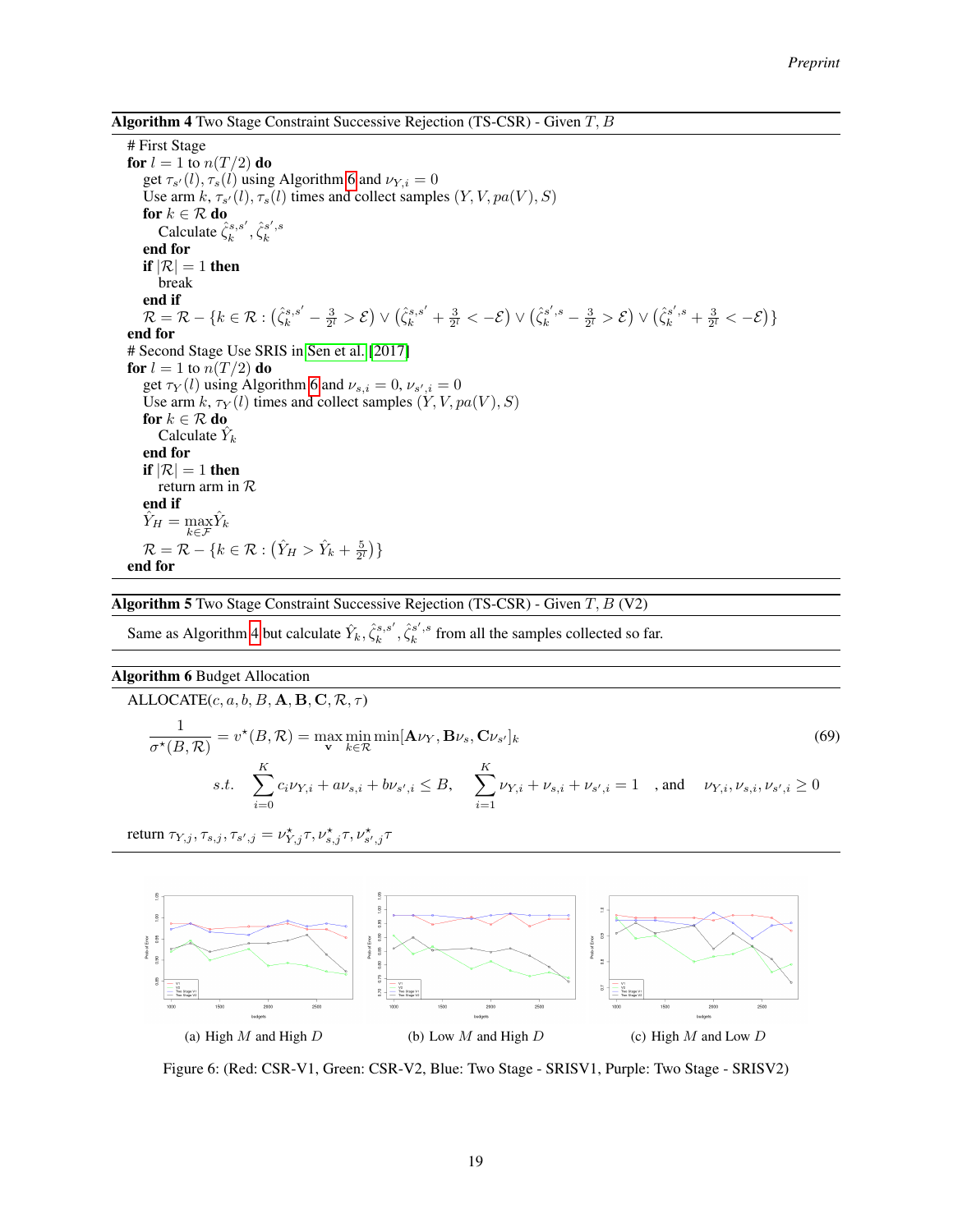**Algorithm 4** Two Stage Constraint Successive Rejection (TS-CSR) - Given $T, B$

```
# First Stage
for l = 1 to n(T/2) do
    get τ_{s'}(l), τ_s(l) using Algorithm 6 and ν_{Y,i} = 0
    Use arm k, τ_{s'}(l), τ_s(l) times and collect samples (Y, V, pa(V), S)
    for k ∈ R do
        Calculate ζ̂_k^{s,s'}, ζ̂_k^{s',s}
    end for
    if |R| = 1 then
        break
    end if
    R = R − {k ∈ R : (ζ̂_k^{s,s'} − 3/2^l > E) ∨ (ζ̂_k^{s,s'} + 3/2^l < −E) ∨ (ζ̂_k^{s',s} − 3/2^l > E) ∨ (ζ̂_k^{s',s} + 3/2^l < −E)}
end for
# Second Stage Use SRIS in Sen et al. [2017]
for l = 1 to n(T/2) do
    get τ_Y(l) using Algorithm 6 and ν_{s,i} = 0, ν_{s',i} = 0
    Use arm k, τ_Y(l) times and collect samples (Y, V, pa(V), S)
    for k ∈ R do
        Calculate Ŷ_k
    end for
    if |R| = 1 then
        return arm in R
    end if
    Ŷ_H = max_{k∈F} Ŷ_k
    R = R − {k ∈ R : (Ŷ_H > Ŷ_k + 5/2^l)}
end for
```

In mathematical notation, the rejection steps are:

$$\mathcal{R} = \mathcal{R} - \{k \in \mathcal{R} : (\hat{\zeta}_k^{s,s'} - \tfrac{3}{2^l} > \mathcal{E}) \vee (\hat{\zeta}_k^{s,s'} + \tfrac{3}{2^l} < -\mathcal{E}) \vee (\hat{\zeta}_k^{s',s} - \tfrac{3}{2^l} > \mathcal{E}) \vee (\hat{\zeta}_k^{s',s} + \tfrac{3}{2^l} < -\mathcal{E})\}$$

$$\hat{Y}_H = \max_{k \in \mathcal{F}} \hat{Y}_k, \qquad \mathcal{R} = \mathcal{R} - \{k \in \mathcal{R} : (\hat{Y}_H > \hat{Y}_k + \tfrac{5}{2^l})\}$$

**Algorithm 5** Two Stage Constraint Successive Rejection (TS-CSR) - Given $T, B$ (V2)

Same as Algorithm 4 but calculate $\hat{Y}_k, \hat{\zeta}_k^{s,s'}, \hat{\zeta}_k^{s',s}$ from all the samples collected so far.

**Algorithm 6** Budget Allocation

ALLOCATE($c, a, b, B, \mathbf{A}, \mathbf{B}, \mathbf{C}, \mathcal{R}, \tau$)

$$\frac{1}{\sigma^\star(B, \mathcal{R})} = v^\star(B, \mathcal{R}) = \max_{\mathbf{v}} \min_{k \in \mathcal{R}} \min[\mathbf{A}\nu_Y, \mathbf{B}\nu_s, \mathbf{C}\nu_{s'}]_k \tag{69}$$

$$s.t. \quad \sum_{i=0}^{K} c_i\nu_{Y,i} + a\nu_{s,i} + b\nu_{s',i} \leq B, \quad \sum_{i=1}^{K} \nu_{Y,i} + \nu_{s,i} + \nu_{s',i} = 1 \quad \text{, and} \quad \nu_{Y,i}, \nu_{s,i}, \nu_{s',i} \geq 0$$

return $\tau_{Y,j}, \tau_{s,j}, \tau_{s',j} = \nu^\star_{Y,j}\tau, \nu^\star_{s,j}\tau, \nu^\star_{s',j}\tau$

(a) High $M$ and High $D$

(b) Low $M$ and High $D$

(c) High $M$ and Low $D$

Figure 6: (Red: CSR-V1, Green: CSR-V2, Blue: Two Stage - SRISV1, Purple: Two Stage - SRISV2)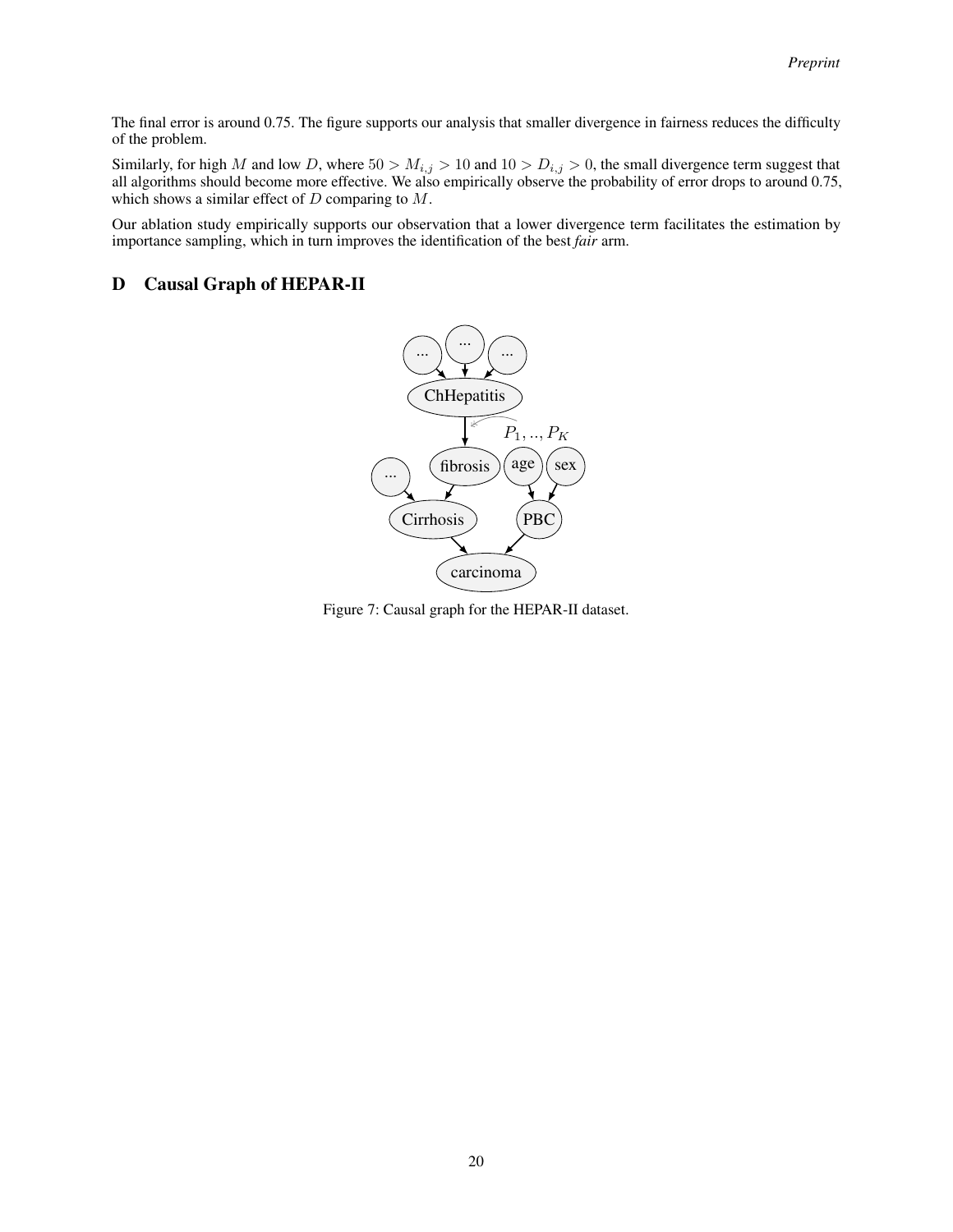The final error is around 0.75. The figure supports our analysis that smaller divergence in fairness reduces the difficulty of the problem.

Similarly, for high $M$ and low $D$, where $50 > M_{i,j} > 10$ and $10 > D_{i,j} > 0$, the small divergence term suggest that all algorithms should become more effective. We also empirically observe the probability of error drops to around 0.75, which shows a similar effect of $D$ comparing to $M$.

Our ablation study empirically supports our observation that a lower divergence term facilitates the estimation by importance sampling, which in turn improves the identification of the best *fair* arm.

## D Causal Graph of HEPAR-II

...
...
...
ChHepatitis
$P_1, .., P_K$
...
fibrosis
age
sex
Cirrhosis
PBC
carcinoma

Figure 7: Causal graph for the HEPAR-II dataset.